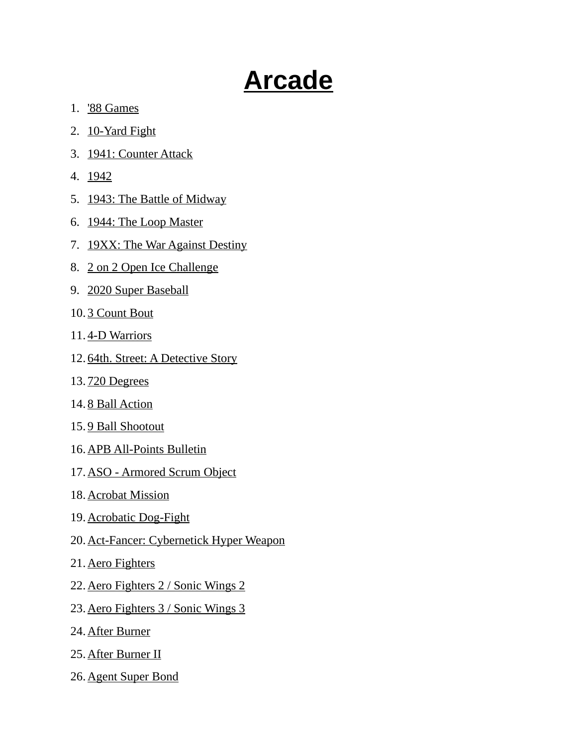# Arcade

1. '88 Games
2. 10-Yard Fight
3. 1941: Counter Attack
4. 1942
5. 1943: The Battle of Midway
6. 1944: The Loop Master
7. 19XX: The War Against Destiny
8. 2 on 2 Open Ice Challenge
9. 2020 Super Baseball
10. 3 Count Bout
11. 4-D Warriors
12. 64th. Street: A Detective Story
13. 720 Degrees
14. 8 Ball Action
15. 9 Ball Shootout
16. APB All-Points Bulletin
17. ASO - Armored Scrum Object
18. Acrobat Mission
19. Acrobatic Dog-Fight
20. Act-Fancer: Cybernetick Hyper Weapon
21. Aero Fighters
22. Aero Fighters 2 / Sonic Wings 2
23. Aero Fighters 3 / Sonic Wings 3
24. After Burner
25. After Burner II
26. Agent Super Bond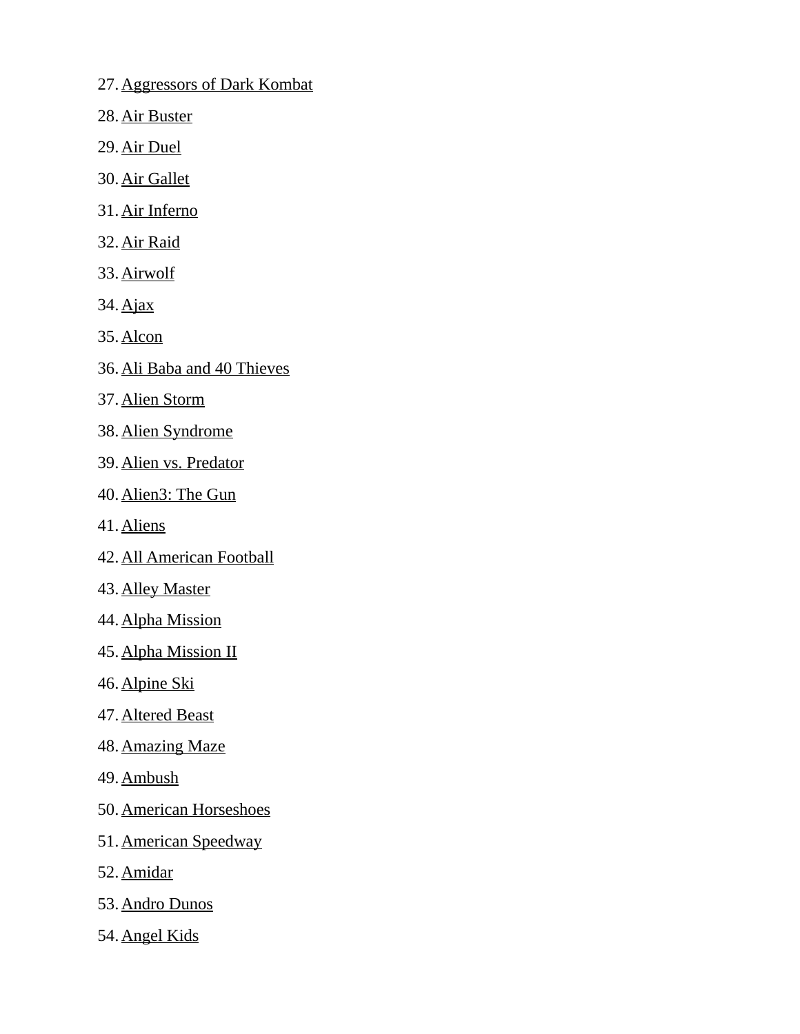27. Aggressors of Dark Kombat
28. Air Buster
29. Air Duel
30. Air Gallet
31. Air Inferno
32. Air Raid
33. Airwolf
34. Ajax
35. Alcon
36. Ali Baba and 40 Thieves
37. Alien Storm
38. Alien Syndrome
39. Alien vs. Predator
40. Alien3: The Gun
41. Aliens
42. All American Football
43. Alley Master
44. Alpha Mission
45. Alpha Mission II
46. Alpine Ski
47. Altered Beast
48. Amazing Maze
49. Ambush
50. American Horseshoes
51. American Speedway
52. Amidar
53. Andro Dunos
54. Angel Kids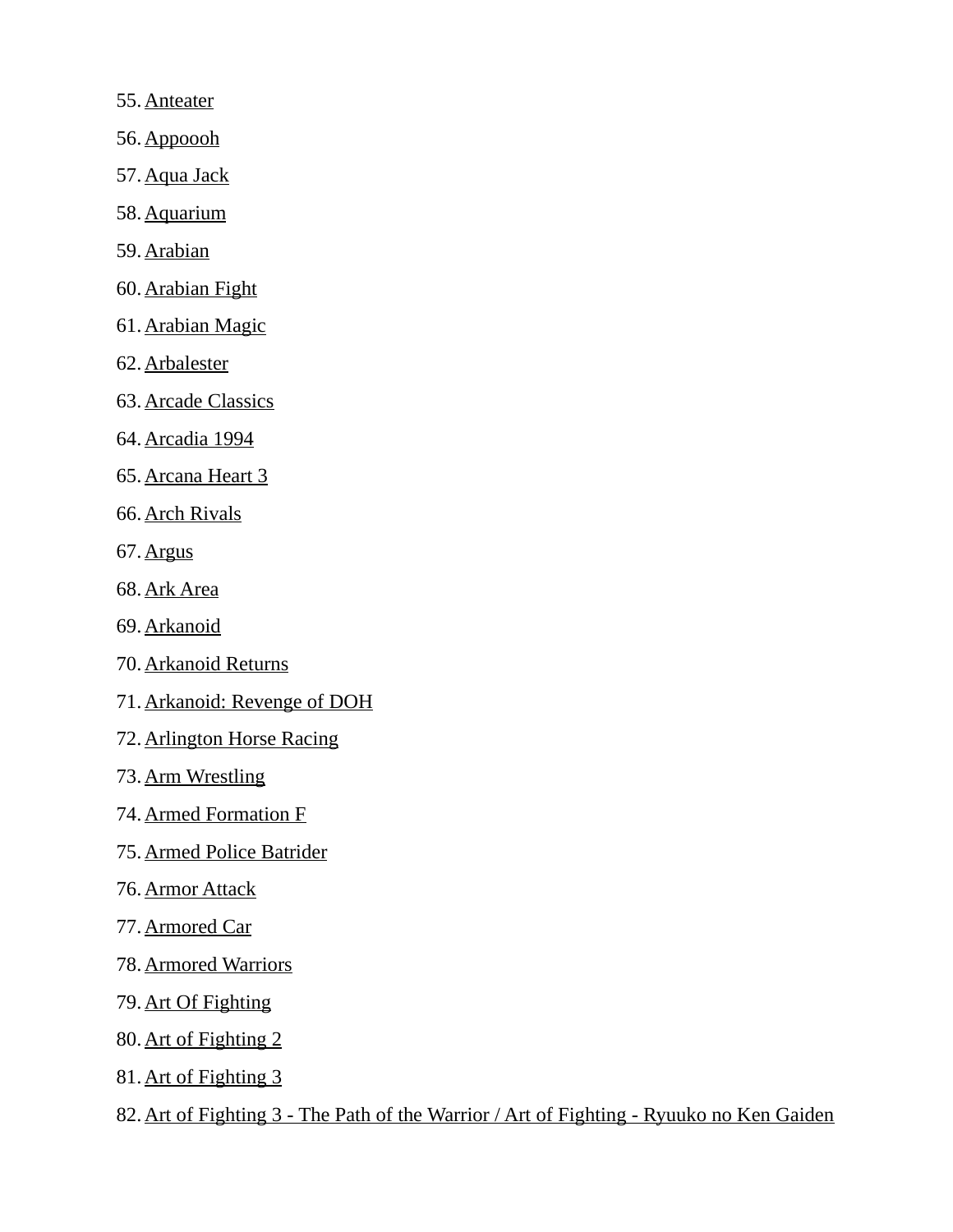55. Anteater
56. Appoooh
57. Aqua Jack
58. Aquarium
59. Arabian
60. Arabian Fight
61. Arabian Magic
62. Arbalester
63. Arcade Classics
64. Arcadia 1994
65. Arcana Heart 3
66. Arch Rivals
67. Argus
68. Ark Area
69. Arkanoid
70. Arkanoid Returns
71. Arkanoid: Revenge of DOH
72. Arlington Horse Racing
73. Arm Wrestling
74. Armed Formation F
75. Armed Police Batrider
76. Armor Attack
77. Armored Car
78. Armored Warriors
79. Art Of Fighting
80. Art of Fighting 2
81. Art of Fighting 3
82. Art of Fighting 3 - The Path of the Warrior / Art of Fighting - Ryuuko no Ken Gaiden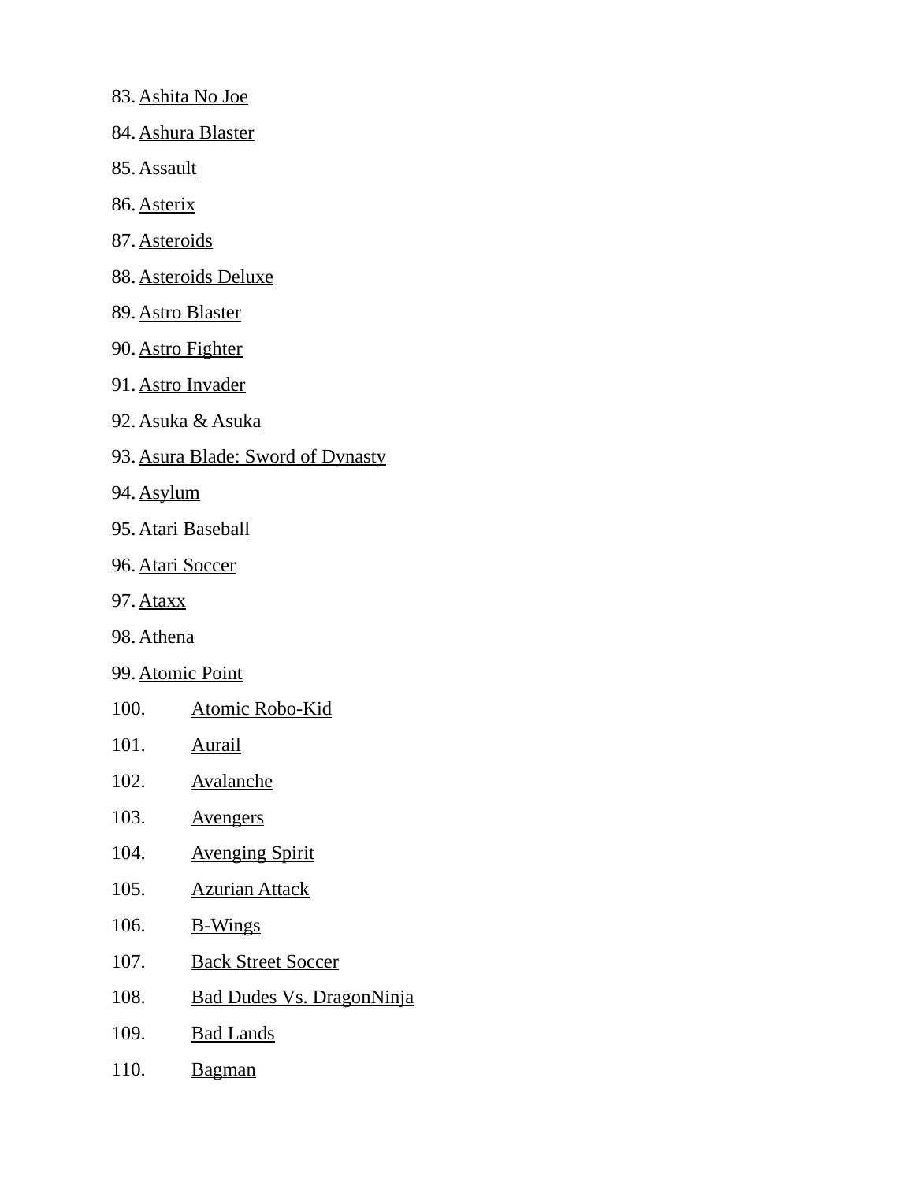83. Ashita No Joe
84. Ashura Blaster
85. Assault
86. Asterix
87. Asteroids
88. Asteroids Deluxe
89. Astro Blaster
90. Astro Fighter
91. Astro Invader
92. Asuka & Asuka
93. Asura Blade: Sword of Dynasty
94. Asylum
95. Atari Baseball
96. Atari Soccer
97. Ataxx
98. Athena
99. Atomic Point
100. Atomic Robo-Kid
101. Aurail
102. Avalanche
103. Avengers
104. Avenging Spirit
105. Azurian Attack
106. B-Wings
107. Back Street Soccer
108. Bad Dudes Vs. DragonNinja
109. Bad Lands
110. Bagman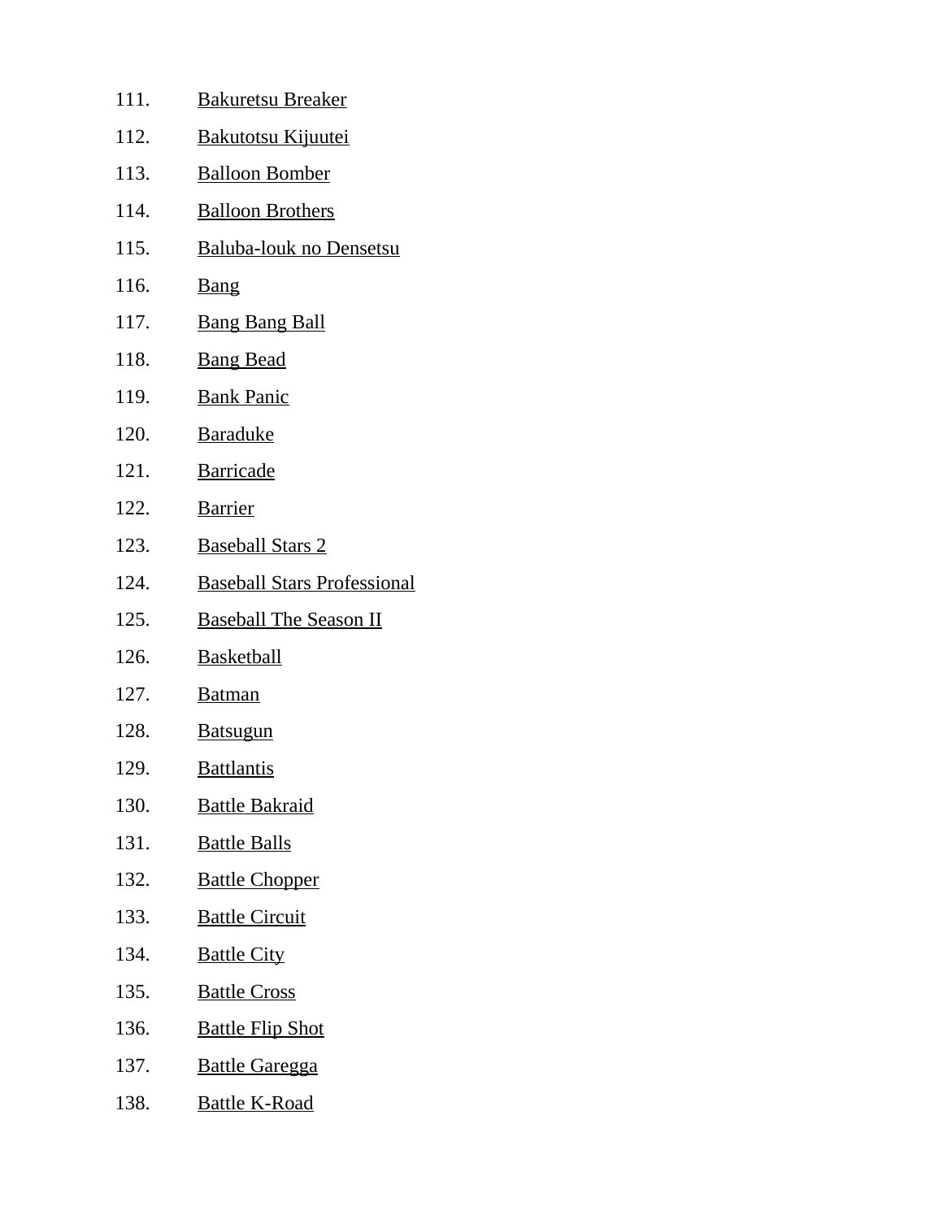111. Bakuretsu Breaker
112. Bakutotsu Kijuutei
113. Balloon Bomber
114. Balloon Brothers
115. Baluba-louk no Densetsu
116. Bang
117. Bang Bang Ball
118. Bang Bead
119. Bank Panic
120. Baraduke
121. Barricade
122. Barrier
123. Baseball Stars 2
124. Baseball Stars Professional
125. Baseball The Season II
126. Basketball
127. Batman
128. Batsugun
129. Battlantis
130. Battle Bakraid
131. Battle Balls
132. Battle Chopper
133. Battle Circuit
134. Battle City
135. Battle Cross
136. Battle Flip Shot
137. Battle Garegga
138. Battle K-Road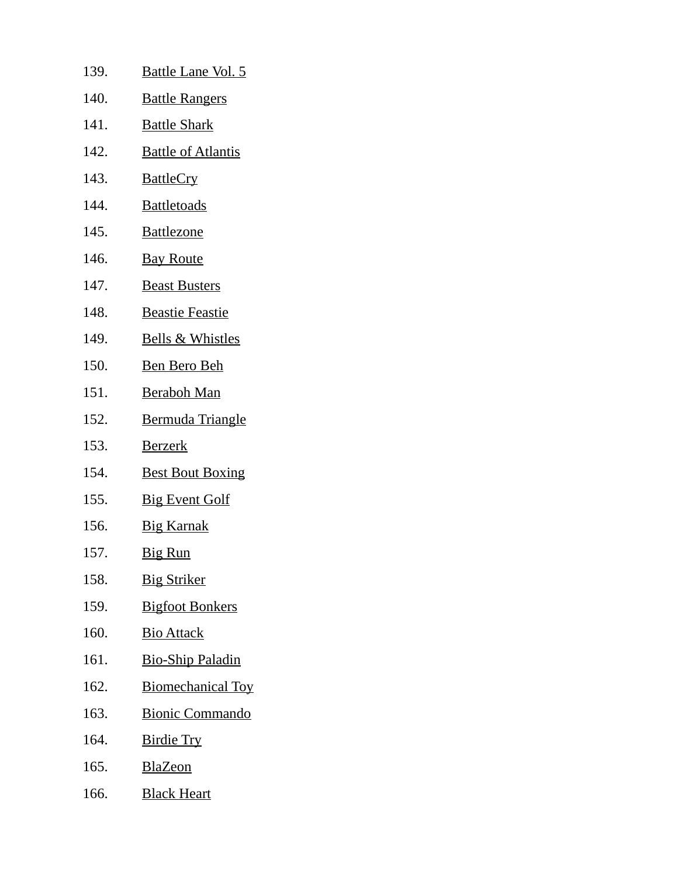139. Battle Lane Vol. 5
140. Battle Rangers
141. Battle Shark
142. Battle of Atlantis
143. BattleCry
144. Battletoads
145. Battlezone
146. Bay Route
147. Beast Busters
148. Beastie Feastie
149. Bells & Whistles
150. Ben Bero Beh
151. Beraboh Man
152. Bermuda Triangle
153. Berzerk
154. Best Bout Boxing
155. Big Event Golf
156. Big Karnak
157. Big Run
158. Big Striker
159. Bigfoot Bonkers
160. Bio Attack
161. Bio-Ship Paladin
162. Biomechanical Toy
163. Bionic Commando
164. Birdie Try
165. BlaZeon
166. Black Heart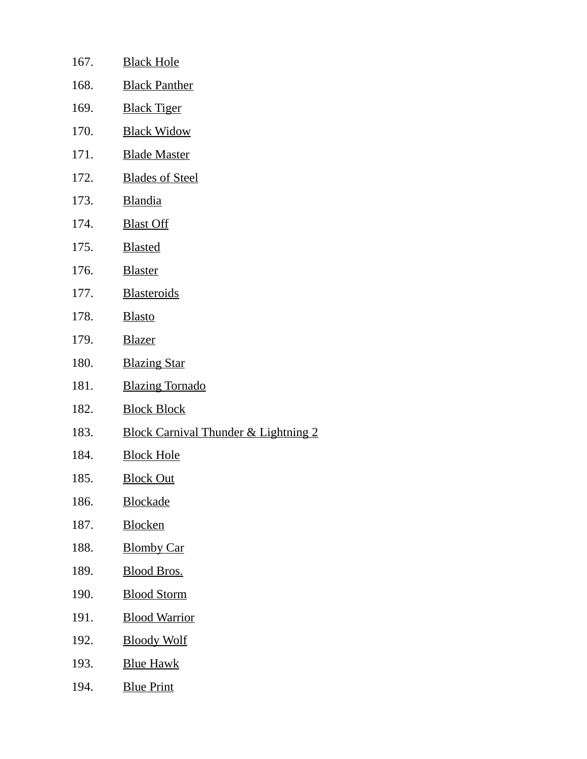167. Black Hole
168. Black Panther
169. Black Tiger
170. Black Widow
171. Blade Master
172. Blades of Steel
173. Blandia
174. Blast Off
175. Blasted
176. Blaster
177. Blasteroids
178. Blasto
179. Blazer
180. Blazing Star
181. Blazing Tornado
182. Block Block
183. Block Carnival Thunder & Lightning 2
184. Block Hole
185. Block Out
186. Blockade
187. Blocken
188. Blomby Car
189. Blood Bros.
190. Blood Storm
191. Blood Warrior
192. Bloody Wolf
193. Blue Hawk
194. Blue Print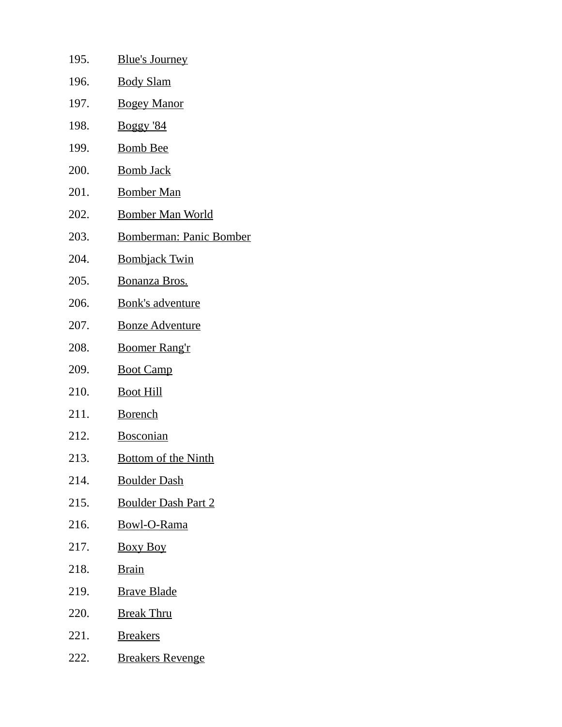195. Blue's Journey
196. Body Slam
197. Bogey Manor
198. Boggy '84
199. Bomb Bee
200. Bomb Jack
201. Bomber Man
202. Bomber Man World
203. Bomberman: Panic Bomber
204. Bombjack Twin
205. Bonanza Bros.
206. Bonk's adventure
207. Bonze Adventure
208. Boomer Rang'r
209. Boot Camp
210. Boot Hill
211. Borench
212. Bosconian
213. Bottom of the Ninth
214. Boulder Dash
215. Boulder Dash Part 2
216. Bowl-O-Rama
217. Boxy Boy
218. Brain
219. Brave Blade
220. Break Thru
221. Breakers
222. Breakers Revenge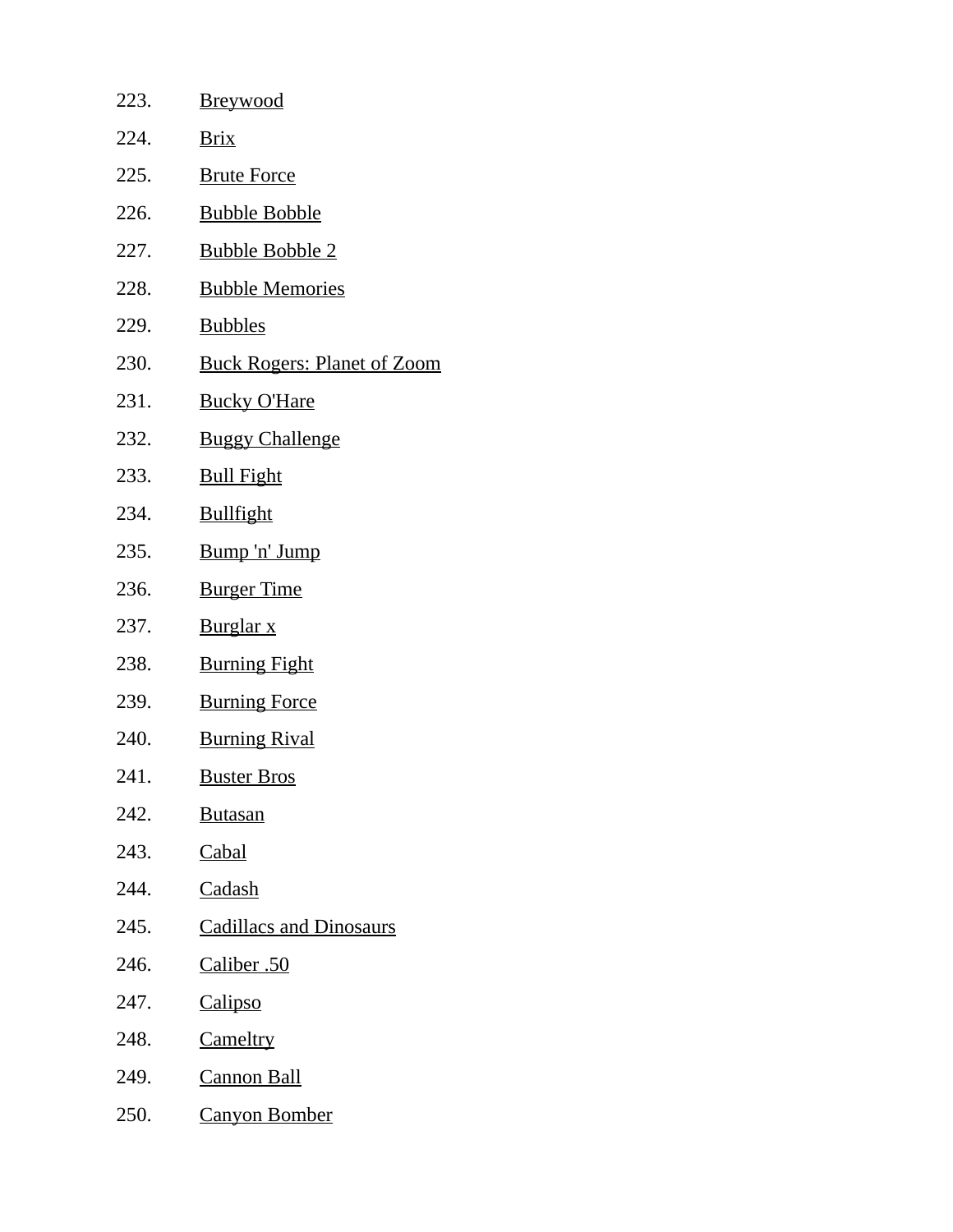223. Breywood
224. Brix
225. Brute Force
226. Bubble Bobble
227. Bubble Bobble 2
228. Bubble Memories
229. Bubbles
230. Buck Rogers: Planet of Zoom
231. Bucky O'Hare
232. Buggy Challenge
233. Bull Fight
234. Bullfight
235. Bump 'n' Jump
236. Burger Time
237. Burglar x
238. Burning Fight
239. Burning Force
240. Burning Rival
241. Buster Bros
242. Butasan
243. Cabal
244. Cadash
245. Cadillacs and Dinosaurs
246. Caliber .50
247. Calipso
248. Cameltry
249. Cannon Ball
250. Canyon Bomber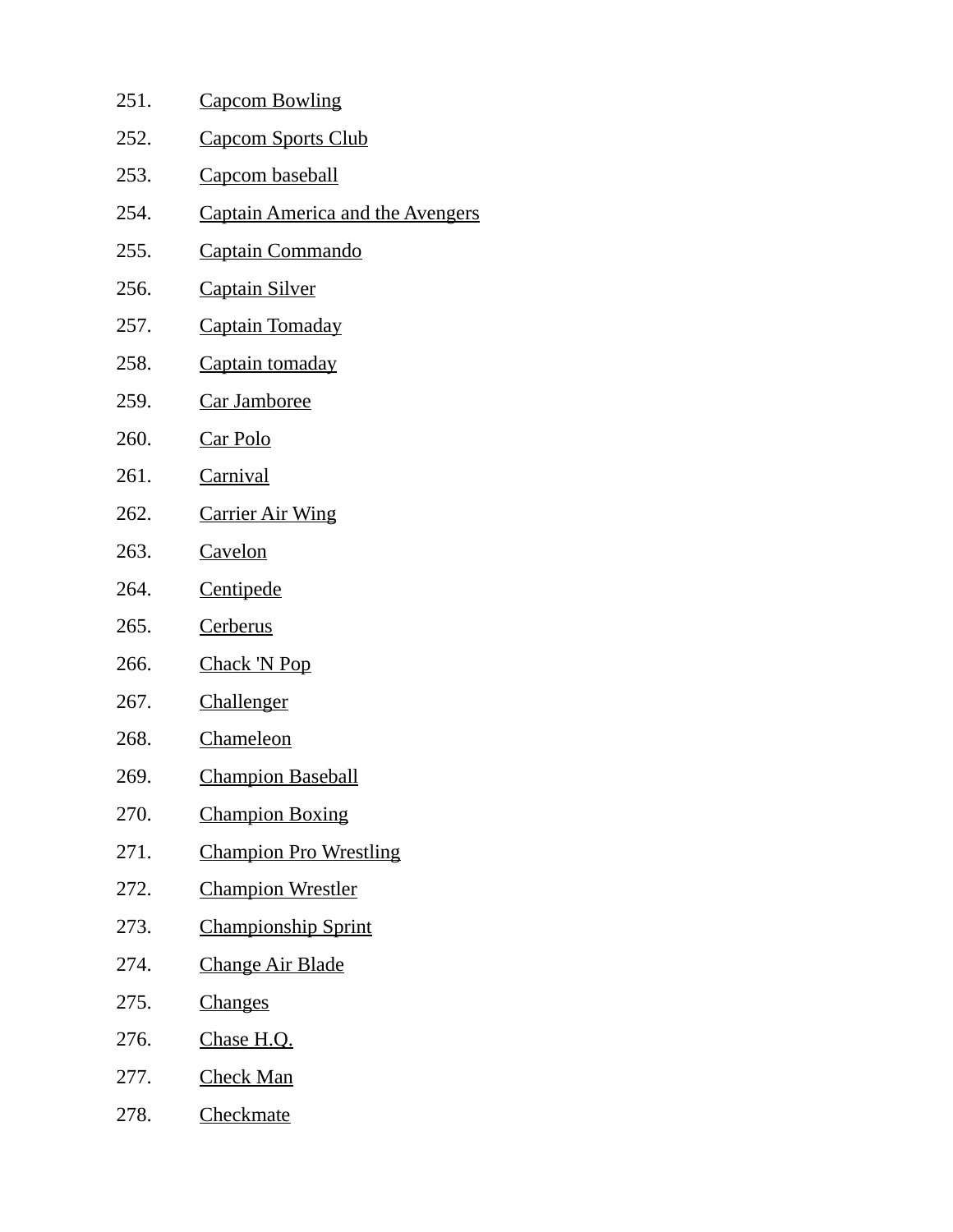251. Capcom Bowling
252. Capcom Sports Club
253. Capcom baseball
254. Captain America and the Avengers
255. Captain Commando
256. Captain Silver
257. Captain Tomaday
258. Captain tomaday
259. Car Jamboree
260. Car Polo
261. Carnival
262. Carrier Air Wing
263. Cavelon
264. Centipede
265. Cerberus
266. Chack 'N Pop
267. Challenger
268. Chameleon
269. Champion Baseball
270. Champion Boxing
271. Champion Pro Wrestling
272. Champion Wrestler
273. Championship Sprint
274. Change Air Blade
275. Changes
276. Chase H.Q.
277. Check Man
278. Checkmate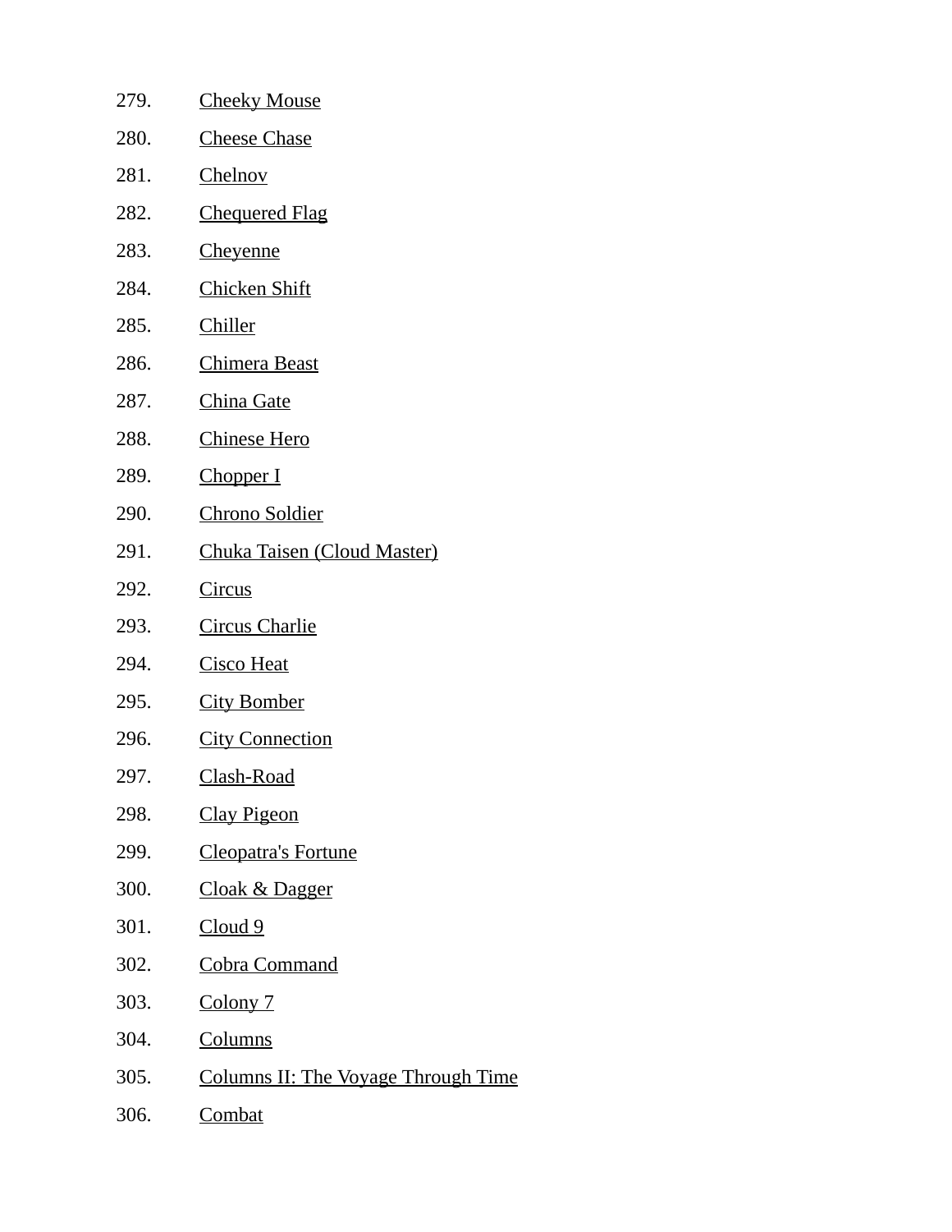279. Cheeky Mouse
280. Cheese Chase
281. Chelnov
282. Chequered Flag
283. Cheyenne
284. Chicken Shift
285. Chiller
286. Chimera Beast
287. China Gate
288. Chinese Hero
289. Chopper I
290. Chrono Soldier
291. Chuka Taisen (Cloud Master)
292. Circus
293. Circus Charlie
294. Cisco Heat
295. City Bomber
296. City Connection
297. Clash-Road
298. Clay Pigeon
299. Cleopatra's Fortune
300. Cloak & Dagger
301. Cloud 9
302. Cobra Command
303. Colony 7
304. Columns
305. Columns II: The Voyage Through Time
306. Combat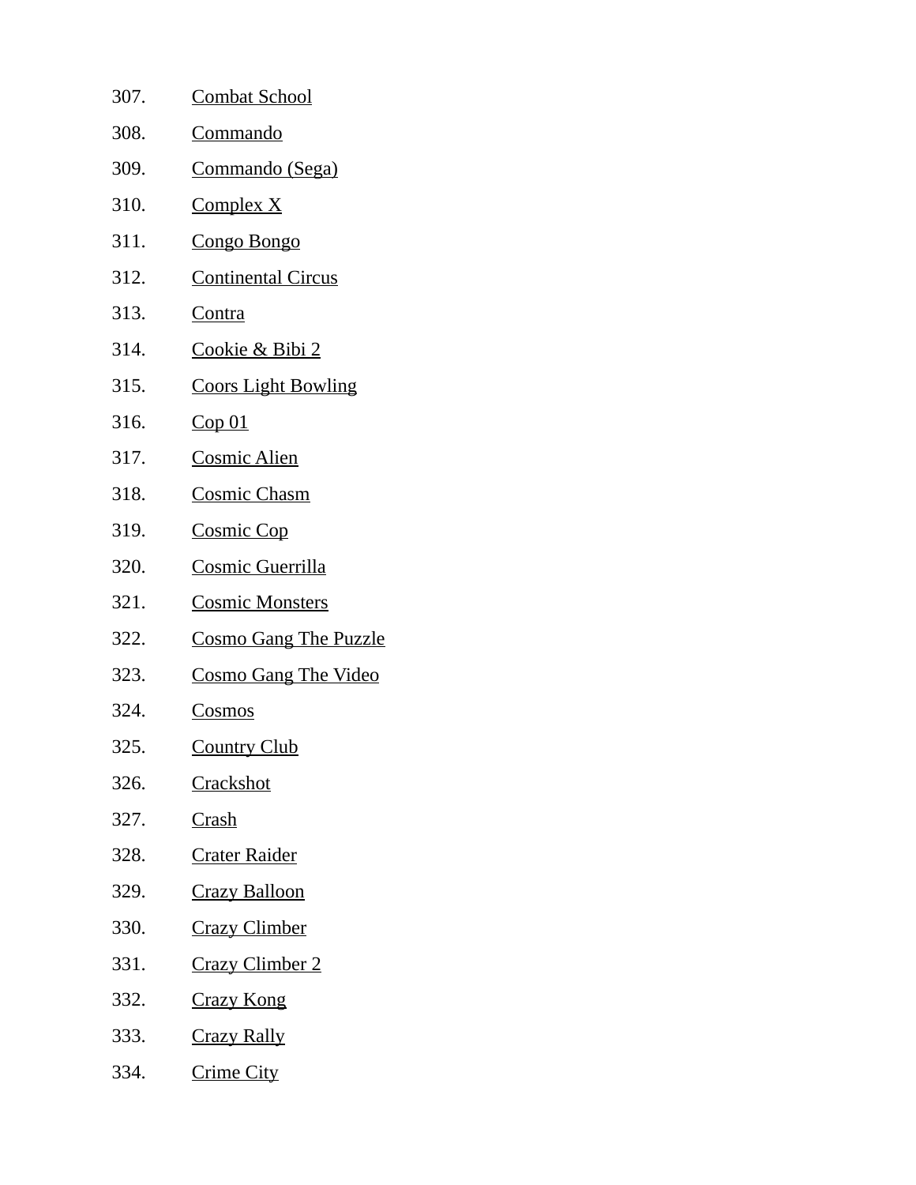307. Combat School
308. Commando
309. Commando (Sega)
310. Complex X
311. Congo Bongo
312. Continental Circus
313. Contra
314. Cookie & Bibi 2
315. Coors Light Bowling
316. Cop 01
317. Cosmic Alien
318. Cosmic Chasm
319. Cosmic Cop
320. Cosmic Guerrilla
321. Cosmic Monsters
322. Cosmo Gang The Puzzle
323. Cosmo Gang The Video
324. Cosmos
325. Country Club
326. Crackshot
327. Crash
328. Crater Raider
329. Crazy Balloon
330. Crazy Climber
331. Crazy Climber 2
332. Crazy Kong
333. Crazy Rally
334. Crime City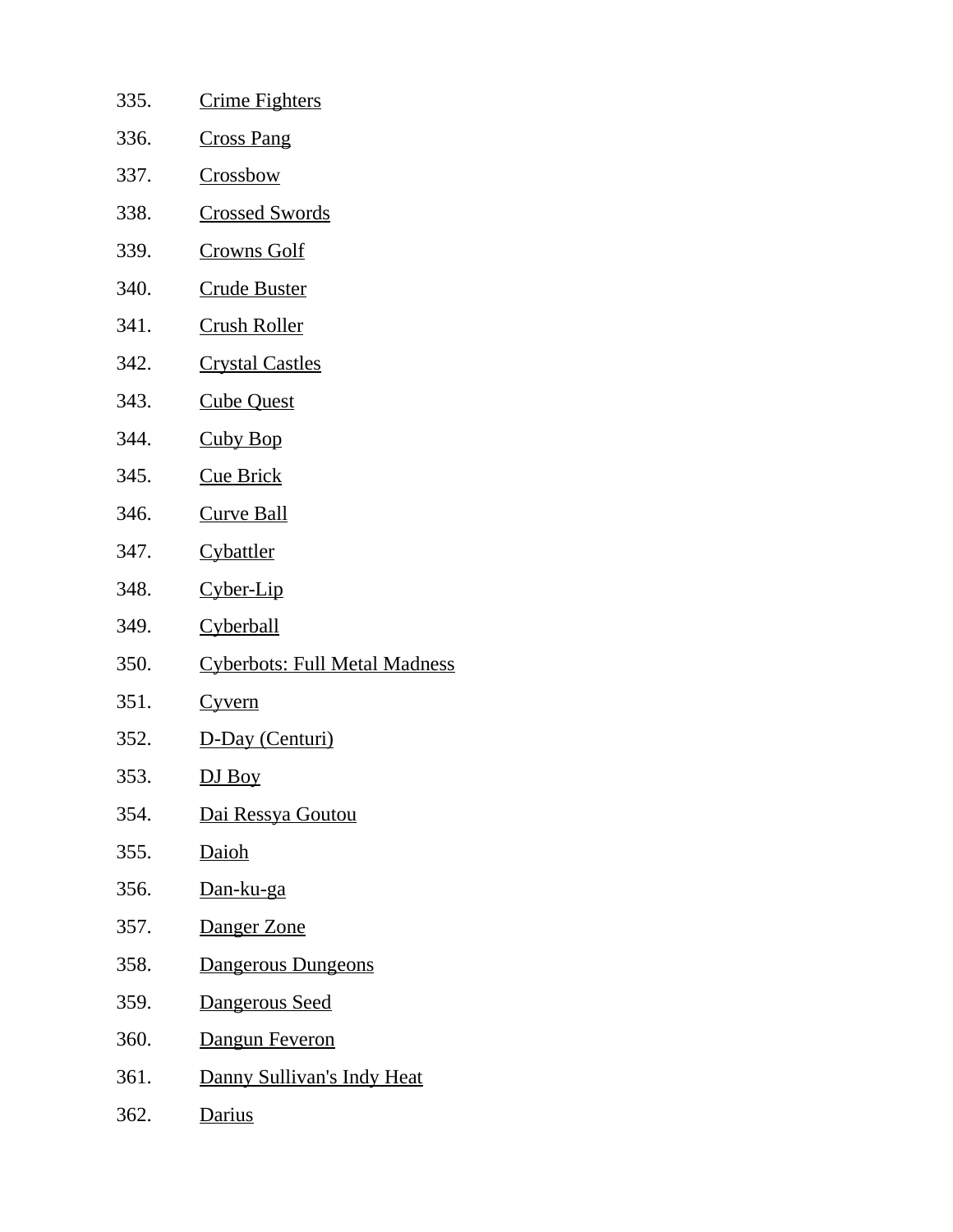335. Crime Fighters
336. Cross Pang
337. Crossbow
338. Crossed Swords
339. Crowns Golf
340. Crude Buster
341. Crush Roller
342. Crystal Castles
343. Cube Quest
344. Cuby Bop
345. Cue Brick
346. Curve Ball
347. Cybattler
348. Cyber-Lip
349. Cyberball
350. Cyberbots: Full Metal Madness
351. Cyvern
352. D-Day (Centuri)
353. DJ Boy
354. Dai Ressya Goutou
355. Daioh
356. Dan-ku-ga
357. Danger Zone
358. Dangerous Dungeons
359. Dangerous Seed
360. Dangun Feveron
361. Danny Sullivan's Indy Heat
362. Darius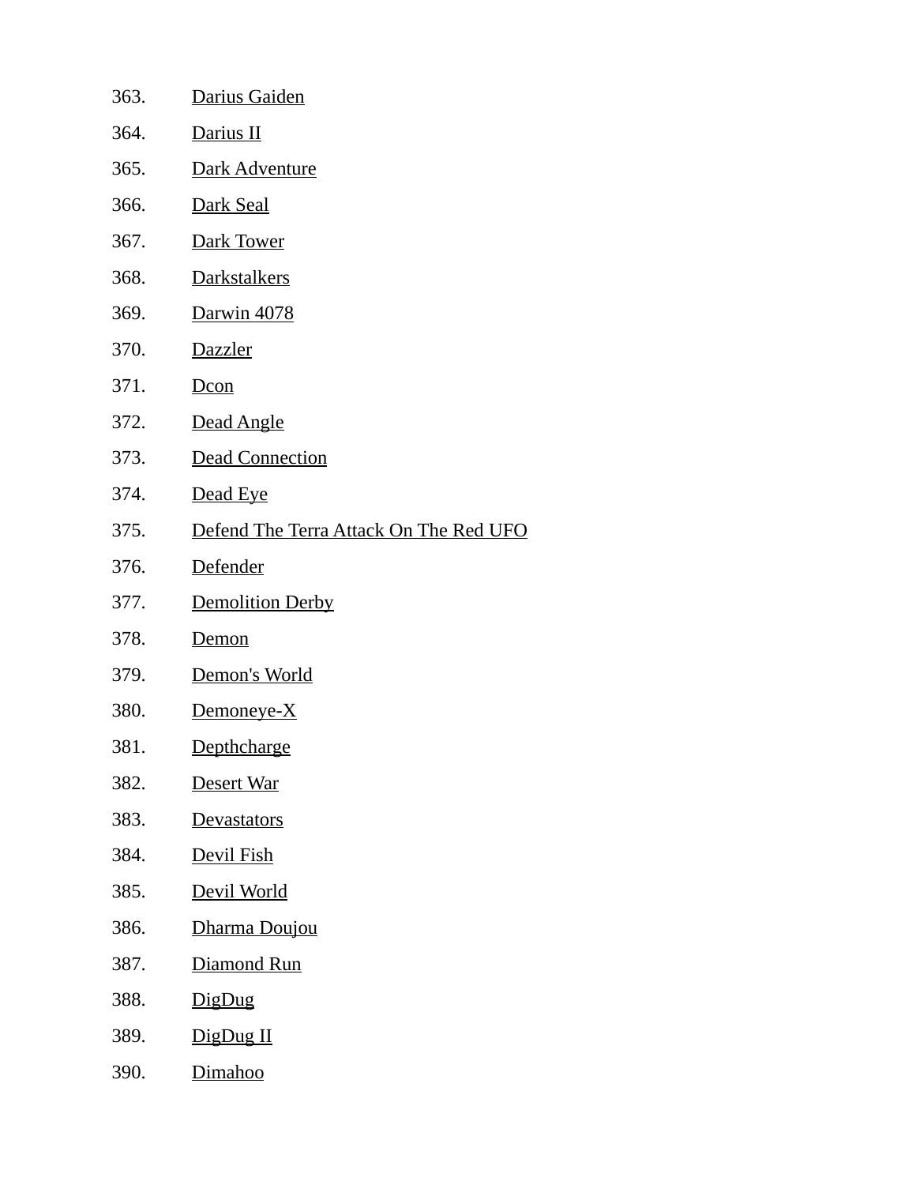363. Darius Gaiden
364. Darius II
365. Dark Adventure
366. Dark Seal
367. Dark Tower
368. Darkstalkers
369. Darwin 4078
370. Dazzler
371. Dcon
372. Dead Angle
373. Dead Connection
374. Dead Eye
375. Defend The Terra Attack On The Red UFO
376. Defender
377. Demolition Derby
378. Demon
379. Demon's World
380. Demoneye-X
381. Depthcharge
382. Desert War
383. Devastators
384. Devil Fish
385. Devil World
386. Dharma Doujou
387. Diamond Run
388. DigDug
389. DigDug II
390. Dimahoo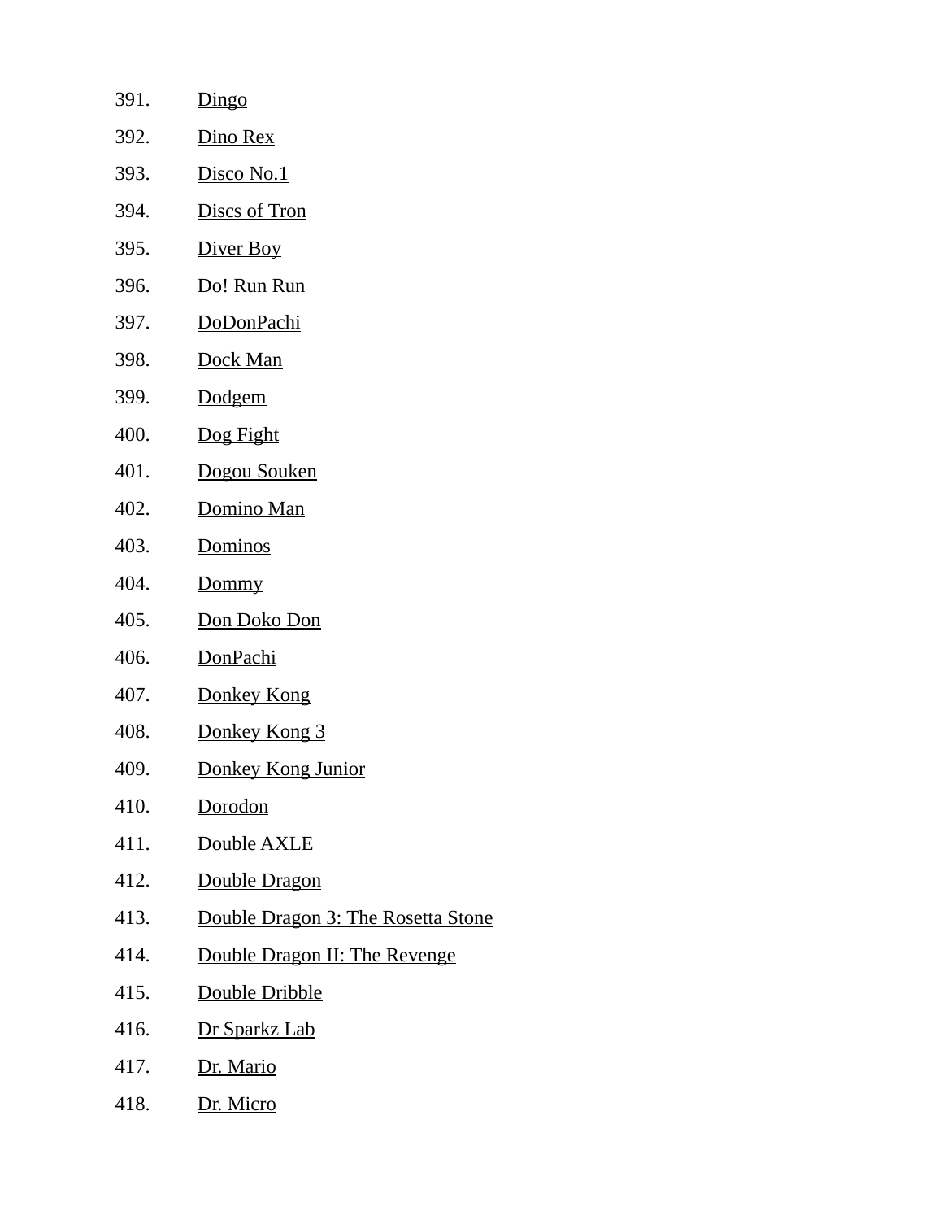391. Dingo
392. Dino Rex
393. Disco No.1
394. Discs of Tron
395. Diver Boy
396. Do! Run Run
397. DoDonPachi
398. Dock Man
399. Dodgem
400. Dog Fight
401. Dogou Souken
402. Domino Man
403. Dominos
404. Dommy
405. Don Doko Don
406. DonPachi
407. Donkey Kong
408. Donkey Kong 3
409. Donkey Kong Junior
410. Dorodon
411. Double AXLE
412. Double Dragon
413. Double Dragon 3: The Rosetta Stone
414. Double Dragon II: The Revenge
415. Double Dribble
416. Dr Sparkz Lab
417. Dr. Mario
418. Dr. Micro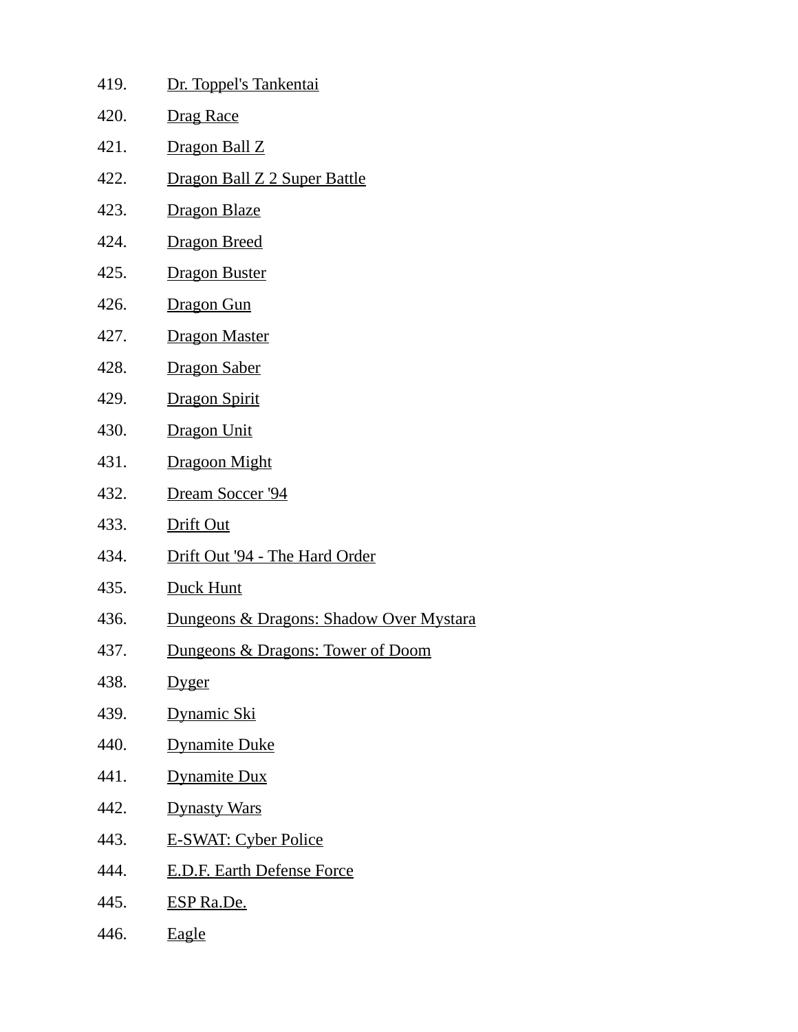419. Dr. Toppel's Tankentai
420. Drag Race
421. Dragon Ball Z
422. Dragon Ball Z 2 Super Battle
423. Dragon Blaze
424. Dragon Breed
425. Dragon Buster
426. Dragon Gun
427. Dragon Master
428. Dragon Saber
429. Dragon Spirit
430. Dragon Unit
431. Dragoon Might
432. Dream Soccer '94
433. Drift Out
434. Drift Out '94 - The Hard Order
435. Duck Hunt
436. Dungeons & Dragons: Shadow Over Mystara
437. Dungeons & Dragons: Tower of Doom
438. Dyger
439. Dynamic Ski
440. Dynamite Duke
441. Dynamite Dux
442. Dynasty Wars
443. E-SWAT: Cyber Police
444. E.D.F. Earth Defense Force
445. ESP Ra.De.
446. Eagle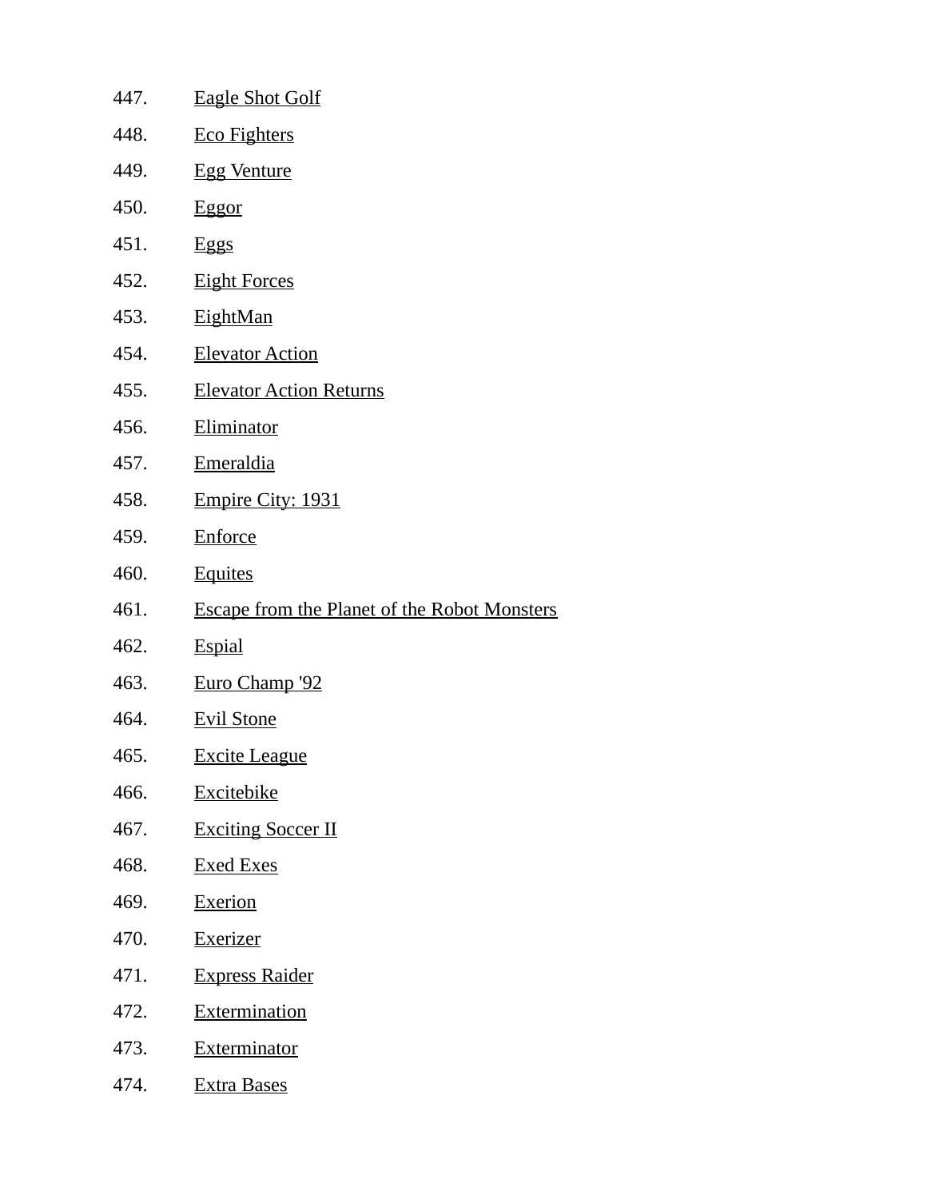447. Eagle Shot Golf
448. Eco Fighters
449. Egg Venture
450. Eggor
451. Eggs
452. Eight Forces
453. EightMan
454. Elevator Action
455. Elevator Action Returns
456. Eliminator
457. Emeraldia
458. Empire City: 1931
459. Enforce
460. Equites
461. Escape from the Planet of the Robot Monsters
462. Espial
463. Euro Champ '92
464. Evil Stone
465. Excite League
466. Excitebike
467. Exciting Soccer II
468. Exed Exes
469. Exerion
470. Exerizer
471. Express Raider
472. Extermination
473. Exterminator
474. Extra Bases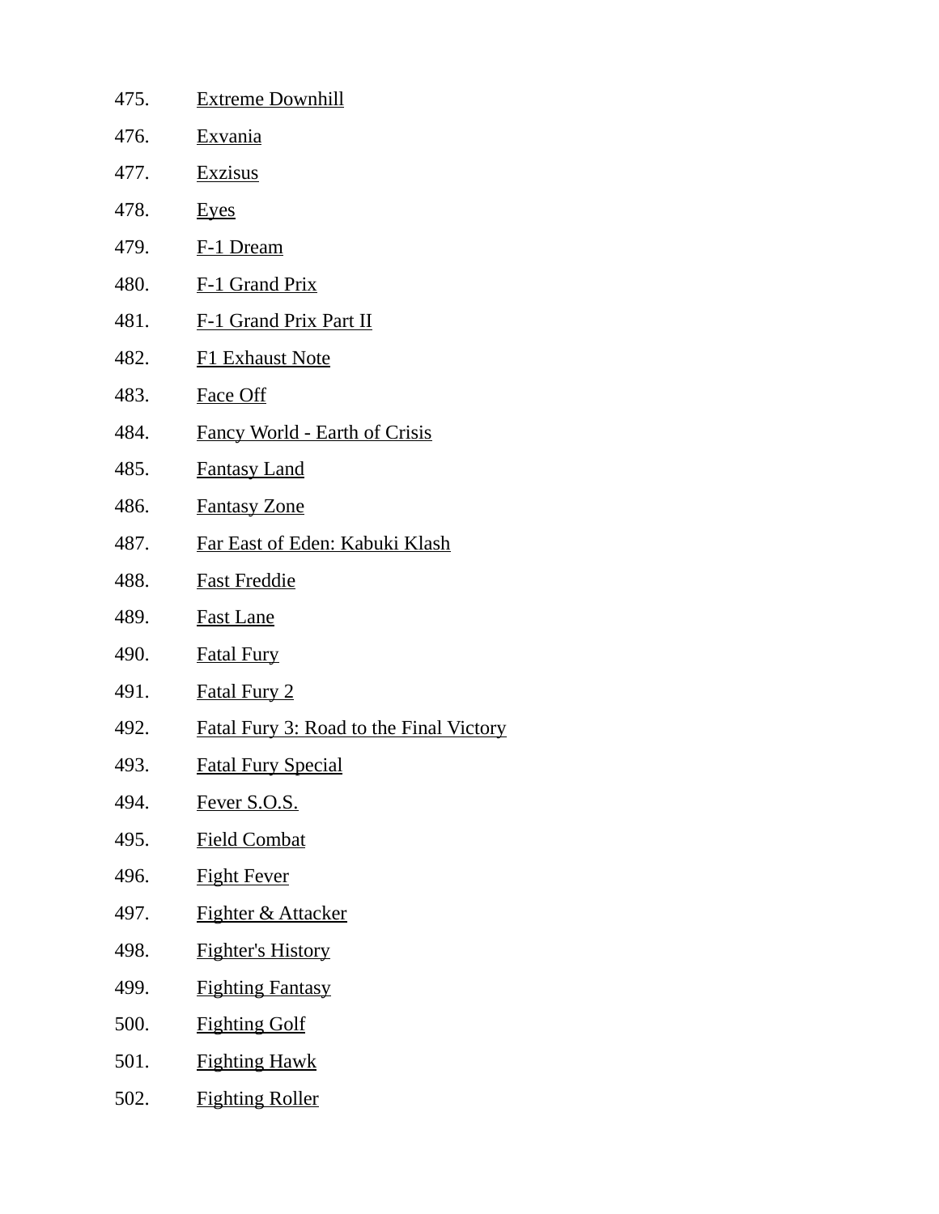475. Extreme Downhill
476. Exvania
477. Exzisus
478. Eyes
479. F-1 Dream
480. F-1 Grand Prix
481. F-1 Grand Prix Part II
482. F1 Exhaust Note
483. Face Off
484. Fancy World - Earth of Crisis
485. Fantasy Land
486. Fantasy Zone
487. Far East of Eden: Kabuki Klash
488. Fast Freddie
489. Fast Lane
490. Fatal Fury
491. Fatal Fury 2
492. Fatal Fury 3: Road to the Final Victory
493. Fatal Fury Special
494. Fever S.O.S.
495. Field Combat
496. Fight Fever
497. Fighter & Attacker
498. Fighter's History
499. Fighting Fantasy
500. Fighting Golf
501. Fighting Hawk
502. Fighting Roller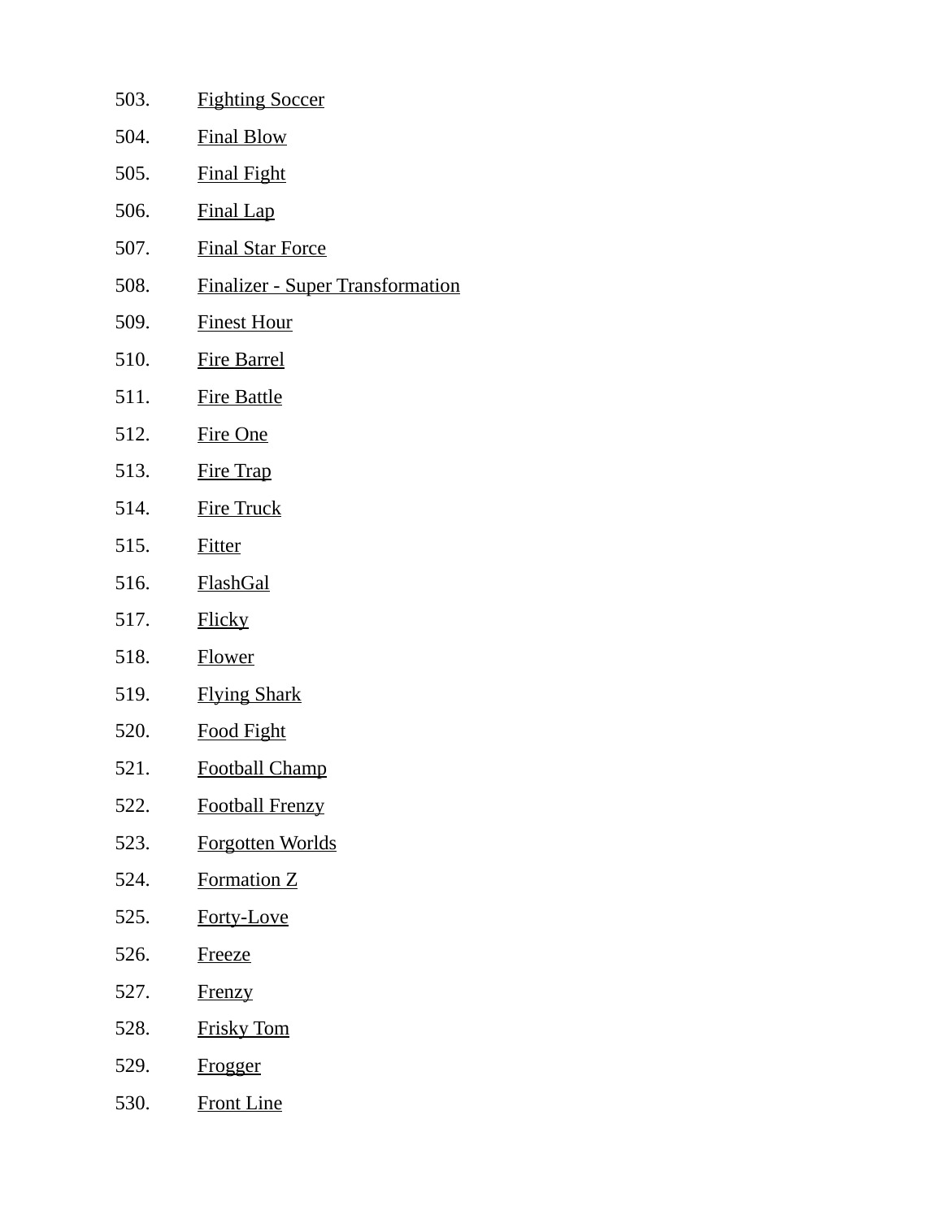503. Fighting Soccer
504. Final Blow
505. Final Fight
506. Final Lap
507. Final Star Force
508. Finalizer - Super Transformation
509. Finest Hour
510. Fire Barrel
511. Fire Battle
512. Fire One
513. Fire Trap
514. Fire Truck
515. Fitter
516. FlashGal
517. Flicky
518. Flower
519. Flying Shark
520. Food Fight
521. Football Champ
522. Football Frenzy
523. Forgotten Worlds
524. Formation Z
525. Forty-Love
526. Freeze
527. Frenzy
528. Frisky Tom
529. Frogger
530. Front Line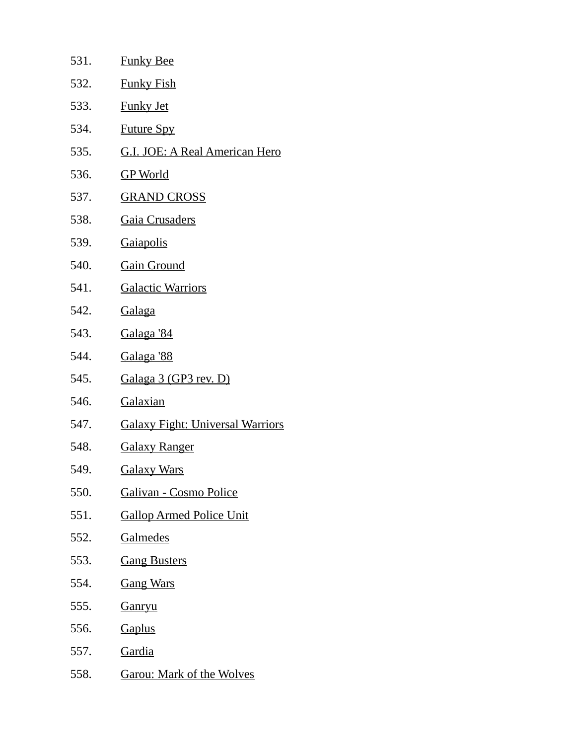531. Funky Bee
532. Funky Fish
533. Funky Jet
534. Future Spy
535. G.I. JOE: A Real American Hero
536. GP World
537. GRAND CROSS
538. Gaia Crusaders
539. Gaiapolis
540. Gain Ground
541. Galactic Warriors
542. Galaga
543. Galaga '84
544. Galaga '88
545. Galaga 3 (GP3 rev. D)
546. Galaxian
547. Galaxy Fight: Universal Warriors
548. Galaxy Ranger
549. Galaxy Wars
550. Galivan - Cosmo Police
551. Gallop Armed Police Unit
552. Galmedes
553. Gang Busters
554. Gang Wars
555. Ganryu
556. Gaplus
557. Gardia
558. Garou: Mark of the Wolves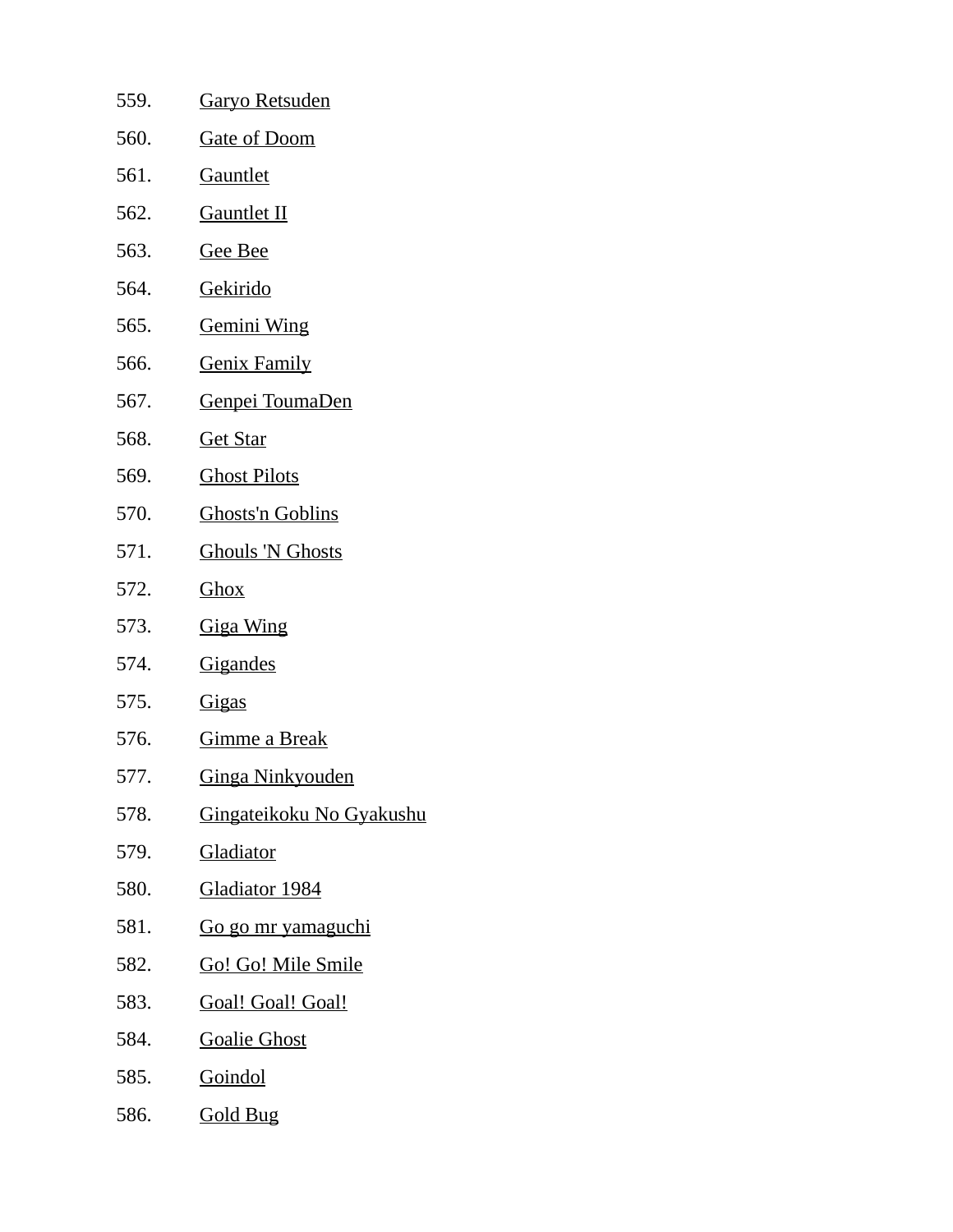559. Garyo Retsuden
560. Gate of Doom
561. Gauntlet
562. Gauntlet II
563. Gee Bee
564. Gekirido
565. Gemini Wing
566. Genix Family
567. Genpei ToumaDen
568. Get Star
569. Ghost Pilots
570. Ghosts'n Goblins
571. Ghouls 'N Ghosts
572. Ghox
573. Giga Wing
574. Gigandes
575. Gigas
576. Gimme a Break
577. Ginga Ninkyouden
578. Gingateikoku No Gyakushu
579. Gladiator
580. Gladiator 1984
581. Go go mr yamaguchi
582. Go! Go! Mile Smile
583. Goal! Goal! Goal!
584. Goalie Ghost
585. Goindol
586. Gold Bug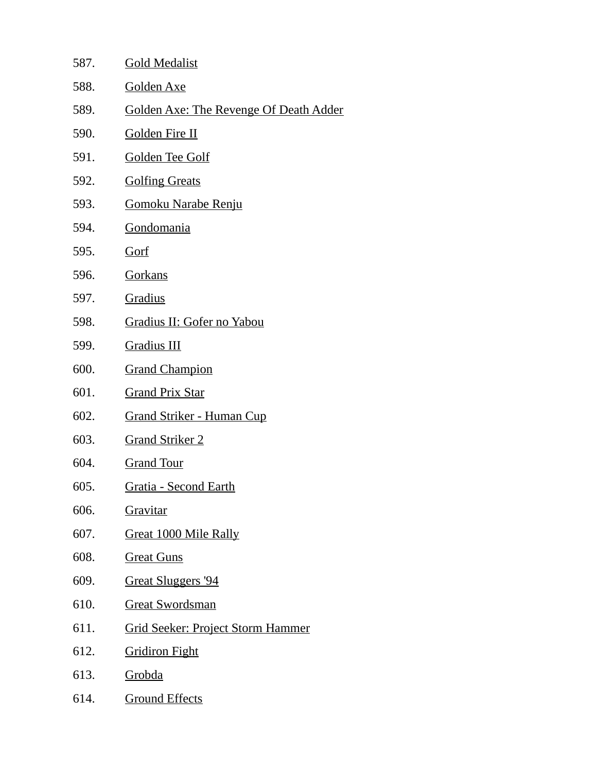587. Gold Medalist
588. Golden Axe
589. Golden Axe: The Revenge Of Death Adder
590. Golden Fire II
591. Golden Tee Golf
592. Golfing Greats
593. Gomoku Narabe Renju
594. Gondomania
595. Gorf
596. Gorkans
597. Gradius
598. Gradius II: Gofer no Yabou
599. Gradius III
600. Grand Champion
601. Grand Prix Star
602. Grand Striker - Human Cup
603. Grand Striker 2
604. Grand Tour
605. Gratia - Second Earth
606. Gravitar
607. Great 1000 Mile Rally
608. Great Guns
609. Great Sluggers '94
610. Great Swordsman
611. Grid Seeker: Project Storm Hammer
612. Gridiron Fight
613. Grobda
614. Ground Effects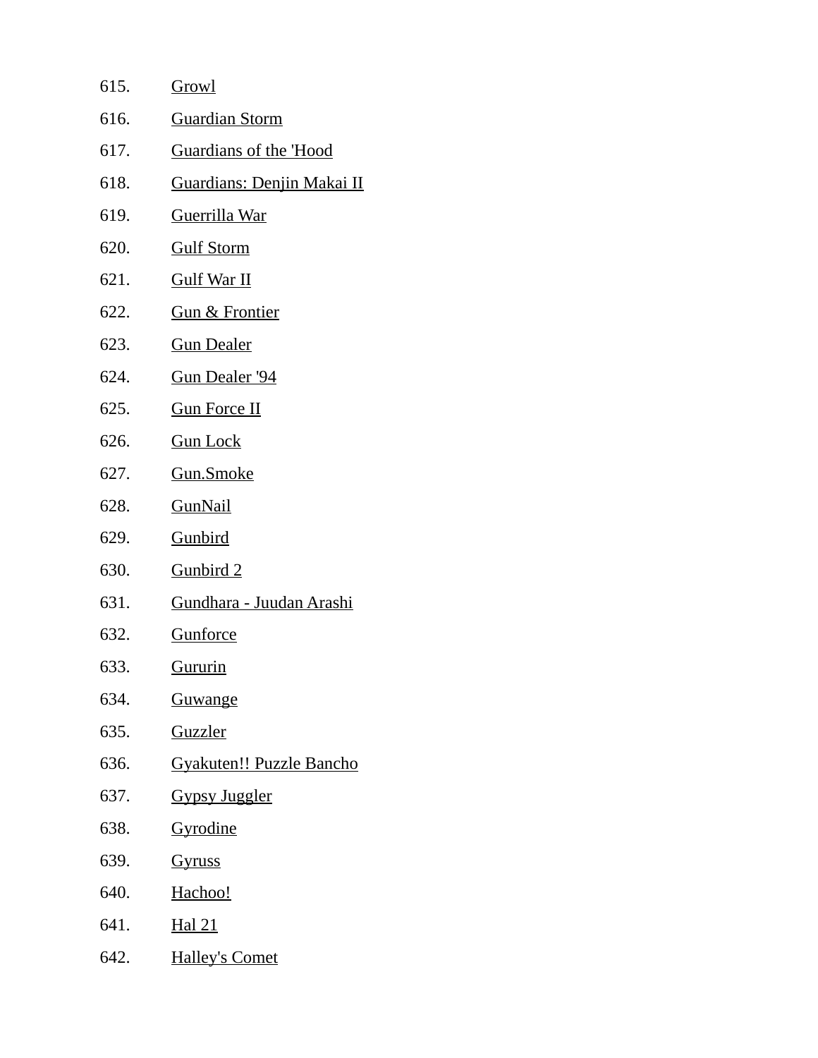615. Growl
616. Guardian Storm
617. Guardians of the 'Hood
618. Guardians: Denjin Makai II
619. Guerrilla War
620. Gulf Storm
621. Gulf War II
622. Gun & Frontier
623. Gun Dealer
624. Gun Dealer '94
625. Gun Force II
626. Gun Lock
627. Gun.Smoke
628. GunNail
629. Gunbird
630. Gunbird 2
631. Gundhara - Juudan Arashi
632. Gunforce
633. Gururin
634. Guwange
635. Guzzler
636. Gyakuten!! Puzzle Bancho
637. Gypsy Juggler
638. Gyrodine
639. Gyruss
640. Hachoo!
641. Hal 21
642. Halley's Comet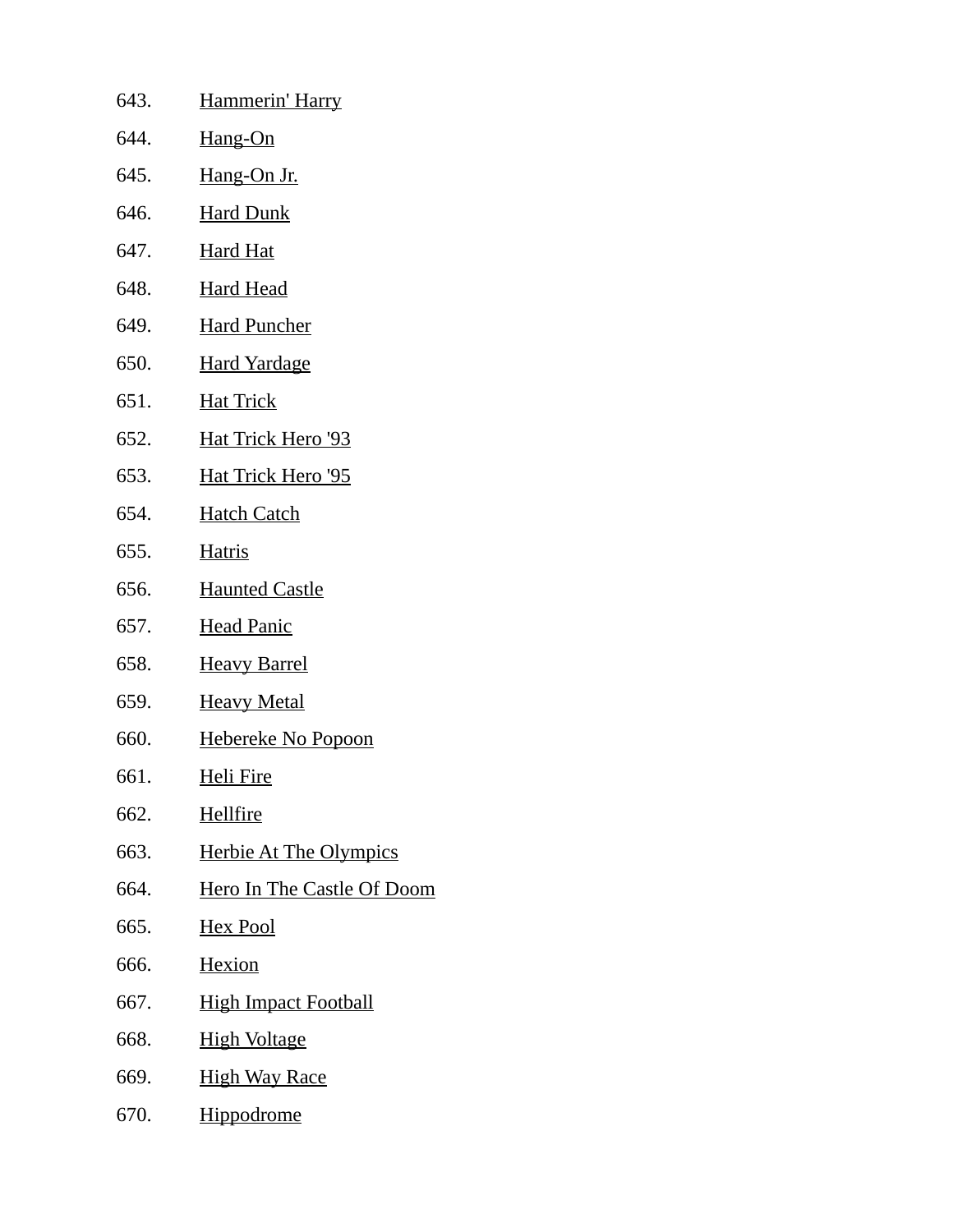643. Hammerin' Harry
644. Hang-On
645. Hang-On Jr.
646. Hard Dunk
647. Hard Hat
648. Hard Head
649. Hard Puncher
650. Hard Yardage
651. Hat Trick
652. Hat Trick Hero '93
653. Hat Trick Hero '95
654. Hatch Catch
655. Hatris
656. Haunted Castle
657. Head Panic
658. Heavy Barrel
659. Heavy Metal
660. Hebereke No Popoon
661. Heli Fire
662. Hellfire
663. Herbie At The Olympics
664. Hero In The Castle Of Doom
665. Hex Pool
666. Hexion
667. High Impact Football
668. High Voltage
669. High Way Race
670. Hippodrome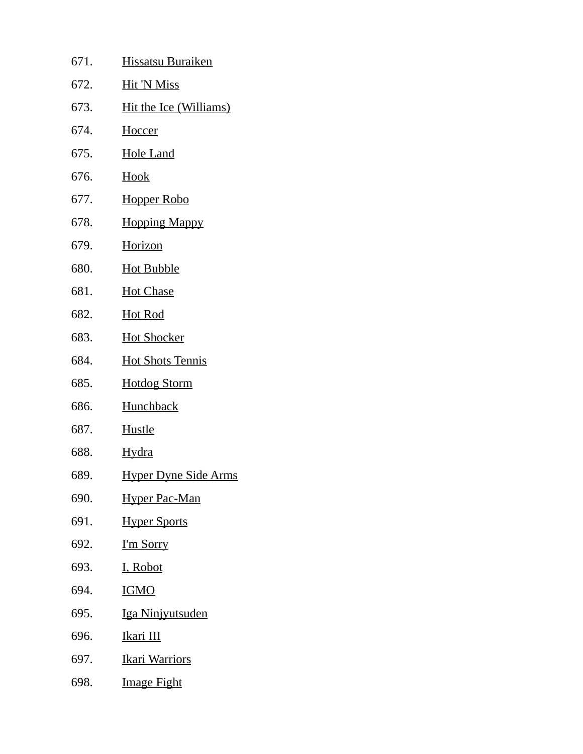671. Hissatsu Buraiken
672. Hit 'N Miss
673. Hit the Ice (Williams)
674. Hoccer
675. Hole Land
676. Hook
677. Hopper Robo
678. Hopping Mappy
679. Horizon
680. Hot Bubble
681. Hot Chase
682. Hot Rod
683. Hot Shocker
684. Hot Shots Tennis
685. Hotdog Storm
686. Hunchback
687. Hustle
688. Hydra
689. Hyper Dyne Side Arms
690. Hyper Pac-Man
691. Hyper Sports
692. I'm Sorry
693. I, Robot
694. IGMO
695. Iga Ninjyutsuden
696. Ikari III
697. Ikari Warriors
698. Image Fight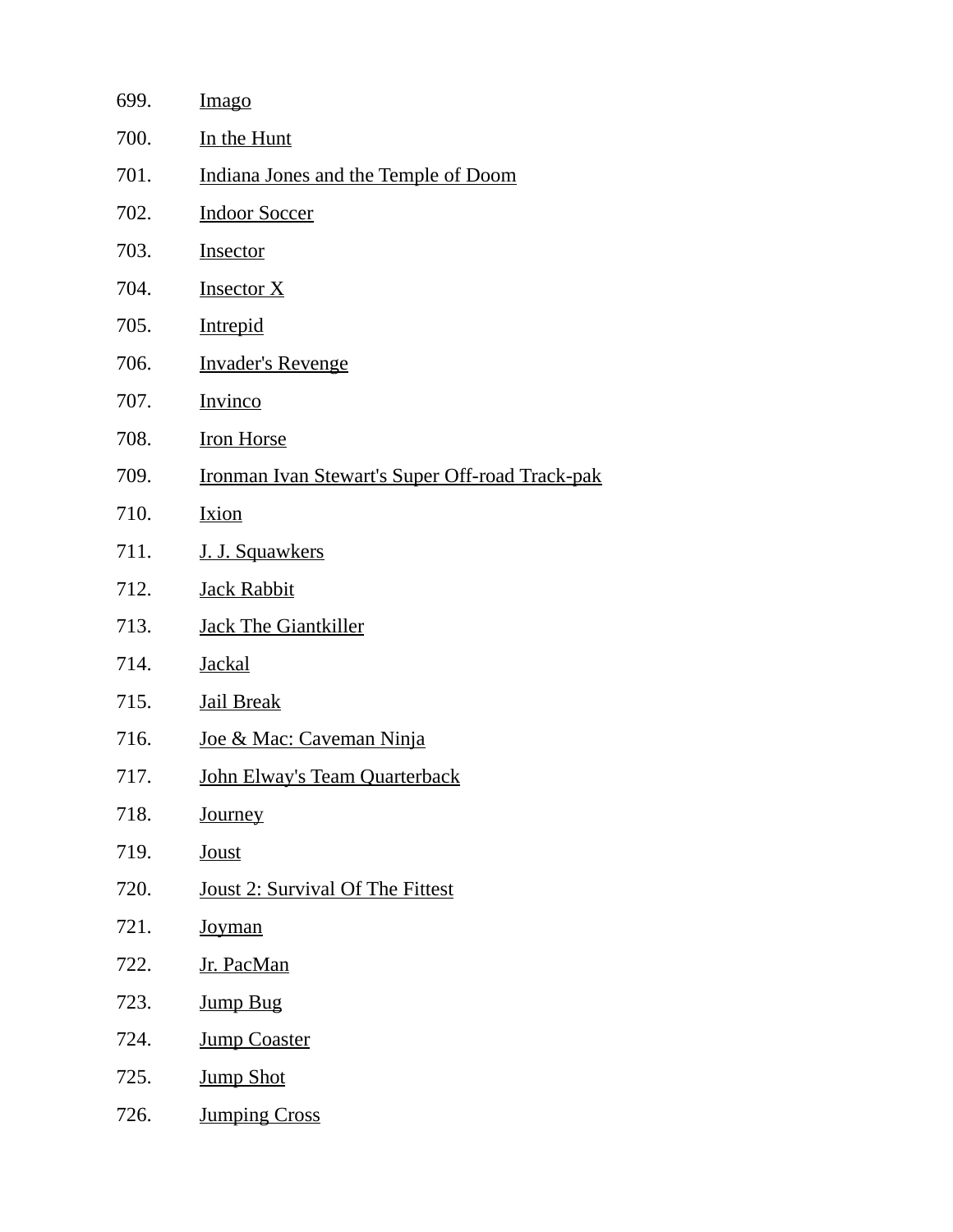699. Imago
700. In the Hunt
701. Indiana Jones and the Temple of Doom
702. Indoor Soccer
703. Insector
704. Insector X
705. Intrepid
706. Invader's Revenge
707. Invinco
708. Iron Horse
709. Ironman Ivan Stewart's Super Off-road Track-pak
710. Ixion
711. J. J. Squawkers
712. Jack Rabbit
713. Jack The Giantkiller
714. Jackal
715. Jail Break
716. Joe & Mac: Caveman Ninja
717. John Elway's Team Quarterback
718. Journey
719. Joust
720. Joust 2: Survival Of The Fittest
721. Joyman
722. Jr. PacMan
723. Jump Bug
724. Jump Coaster
725. Jump Shot
726. Jumping Cross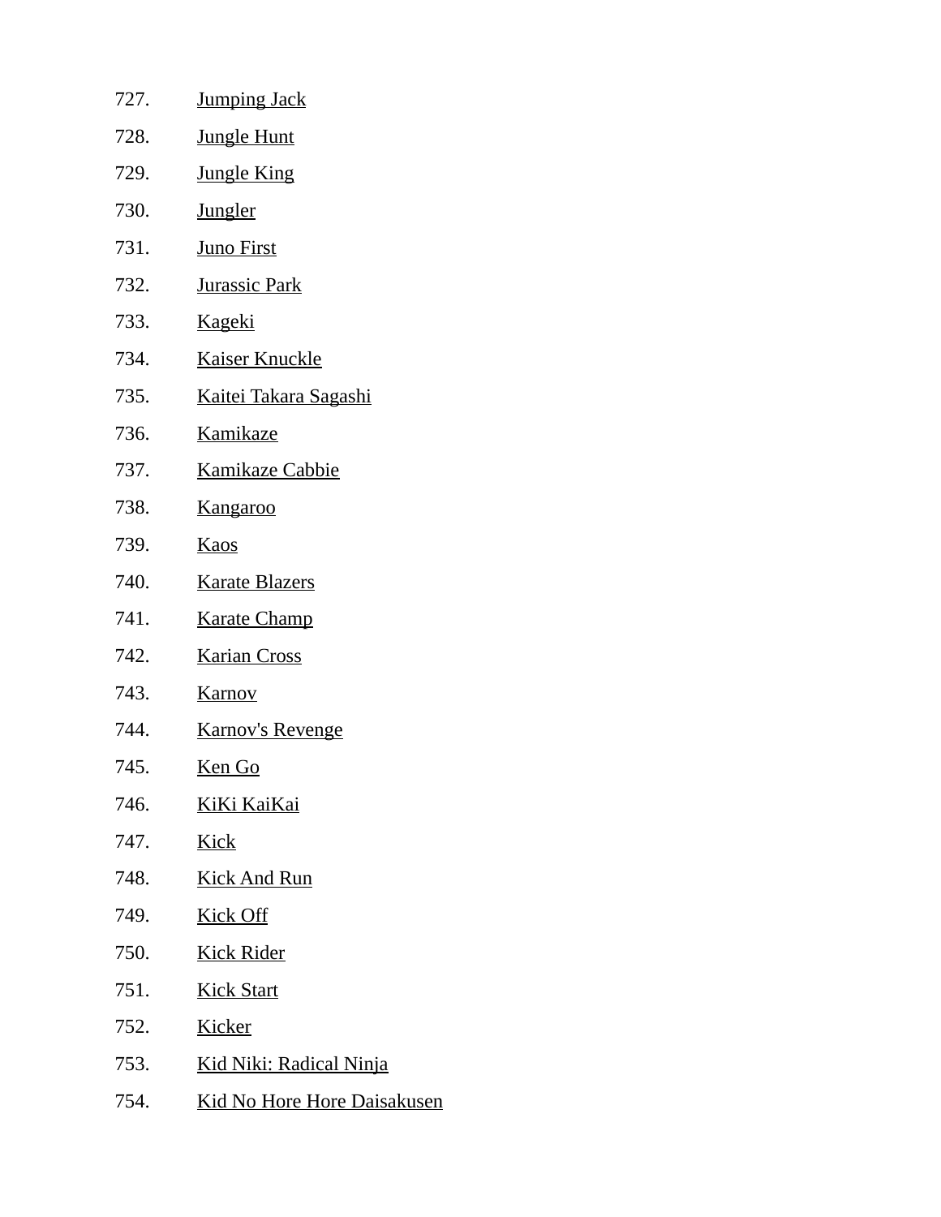727. Jumping Jack
728. Jungle Hunt
729. Jungle King
730. Jungler
731. Juno First
732. Jurassic Park
733. Kageki
734. Kaiser Knuckle
735. Kaitei Takara Sagashi
736. Kamikaze
737. Kamikaze Cabbie
738. Kangaroo
739. Kaos
740. Karate Blazers
741. Karate Champ
742. Karian Cross
743. Karnov
744. Karnov's Revenge
745. Ken Go
746. KiKi KaiKai
747. Kick
748. Kick And Run
749. Kick Off
750. Kick Rider
751. Kick Start
752. Kicker
753. Kid Niki: Radical Ninja
754. Kid No Hore Hore Daisakusen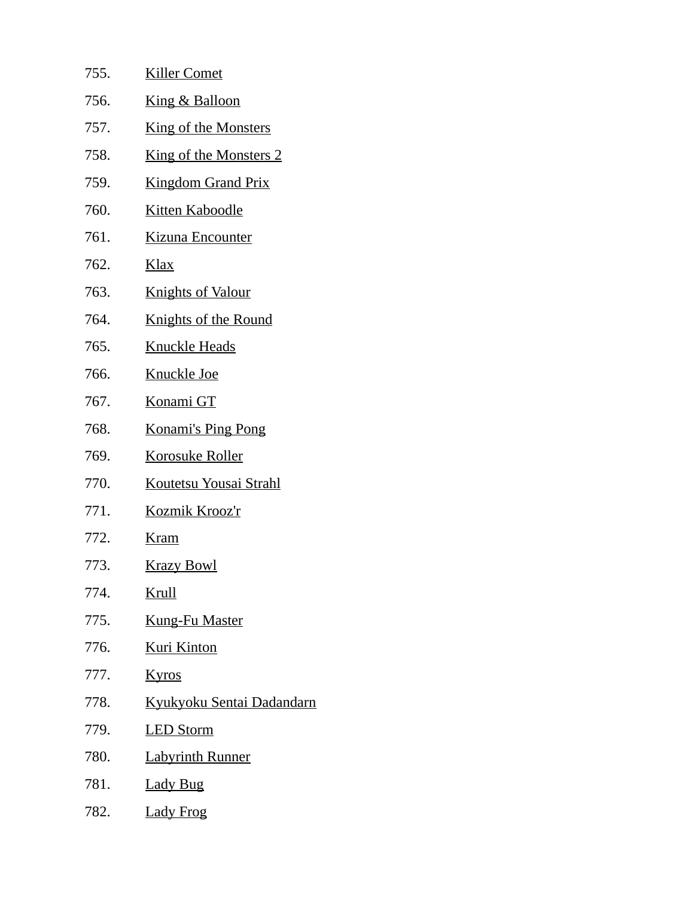755. Killer Comet
756. King & Balloon
757. King of the Monsters
758. King of the Monsters 2
759. Kingdom Grand Prix
760. Kitten Kaboodle
761. Kizuna Encounter
762. Klax
763. Knights of Valour
764. Knights of the Round
765. Knuckle Heads
766. Knuckle Joe
767. Konami GT
768. Konami's Ping Pong
769. Korosuke Roller
770. Koutetsu Yousai Strahl
771. Kozmik Krooz'r
772. Kram
773. Krazy Bowl
774. Krull
775. Kung-Fu Master
776. Kuri Kinton
777. Kyros
778. Kyukyoku Sentai Dadandarn
779. LED Storm
780. Labyrinth Runner
781. Lady Bug
782. Lady Frog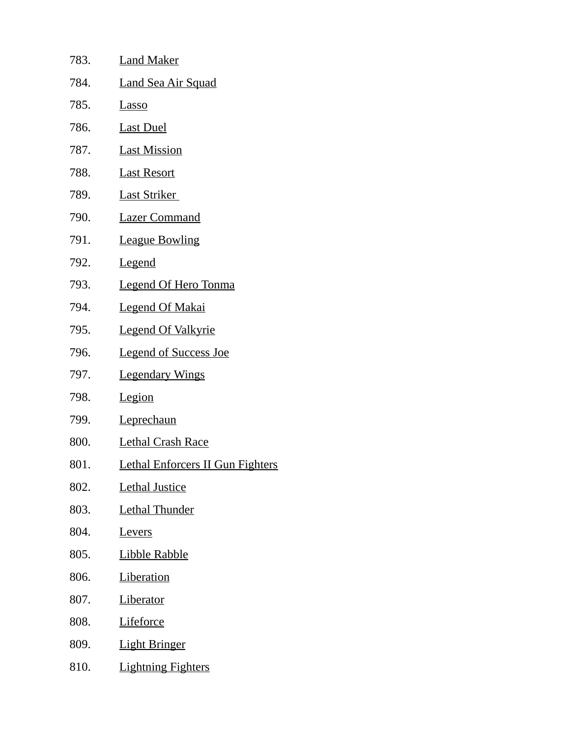783. Land Maker
784. Land Sea Air Squad
785. Lasso
786. Last Duel
787. Last Mission
788. Last Resort
789. Last Striker
790. Lazer Command
791. League Bowling
792. Legend
793. Legend Of Hero Tonma
794. Legend Of Makai
795. Legend Of Valkyrie
796. Legend of Success Joe
797. Legendary Wings
798. Legion
799. Leprechaun
800. Lethal Crash Race
801. Lethal Enforcers II Gun Fighters
802. Lethal Justice
803. Lethal Thunder
804. Levers
805. Libble Rabble
806. Liberation
807. Liberator
808. Lifeforce
809. Light Bringer
810. Lightning Fighters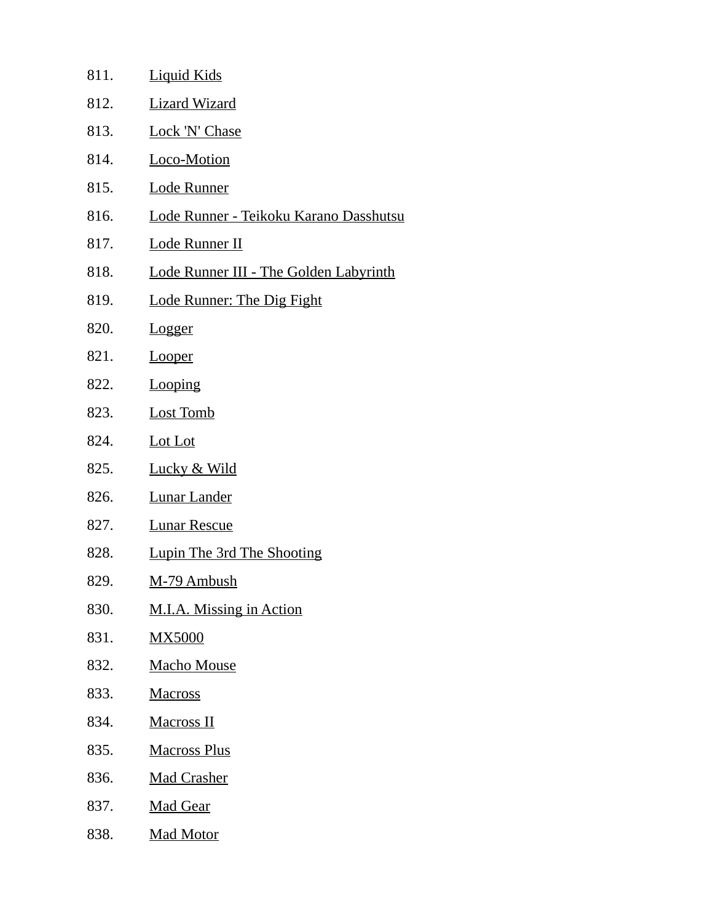811. Liquid Kids
812. Lizard Wizard
813. Lock 'N' Chase
814. Loco-Motion
815. Lode Runner
816. Lode Runner - Teikoku Karano Dasshutsu
817. Lode Runner II
818. Lode Runner III - The Golden Labyrinth
819. Lode Runner: The Dig Fight
820. Logger
821. Looper
822. Looping
823. Lost Tomb
824. Lot Lot
825. Lucky & Wild
826. Lunar Lander
827. Lunar Rescue
828. Lupin The 3rd The Shooting
829. M-79 Ambush
830. M.I.A. Missing in Action
831. MX5000
832. Macho Mouse
833. Macross
834. Macross II
835. Macross Plus
836. Mad Crasher
837. Mad Gear
838. Mad Motor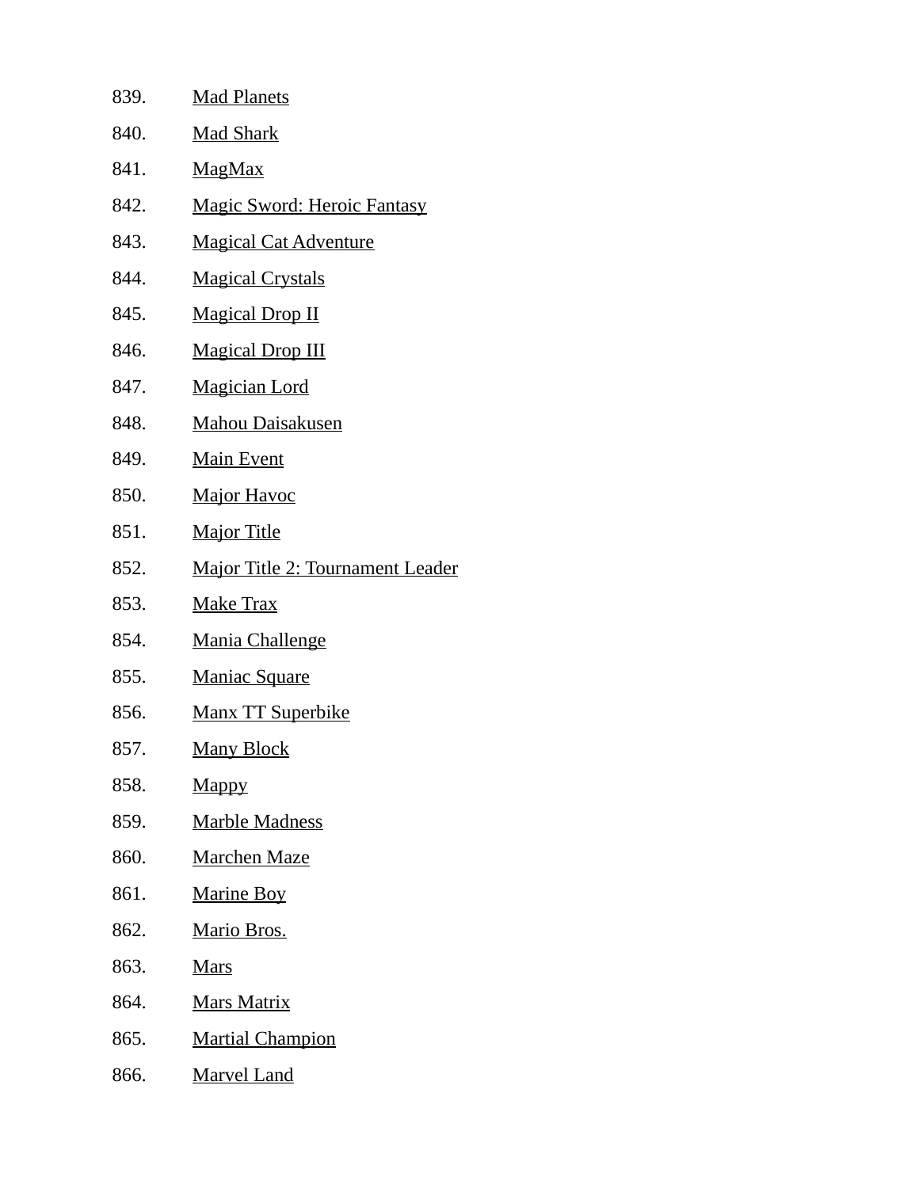839. Mad Planets
840. Mad Shark
841. MagMax
842. Magic Sword: Heroic Fantasy
843. Magical Cat Adventure
844. Magical Crystals
845. Magical Drop II
846. Magical Drop III
847. Magician Lord
848. Mahou Daisakusen
849. Main Event
850. Major Havoc
851. Major Title
852. Major Title 2: Tournament Leader
853. Make Trax
854. Mania Challenge
855. Maniac Square
856. Manx TT Superbike
857. Many Block
858. Mappy
859. Marble Madness
860. Marchen Maze
861. Marine Boy
862. Mario Bros.
863. Mars
864. Mars Matrix
865. Martial Champion
866. Marvel Land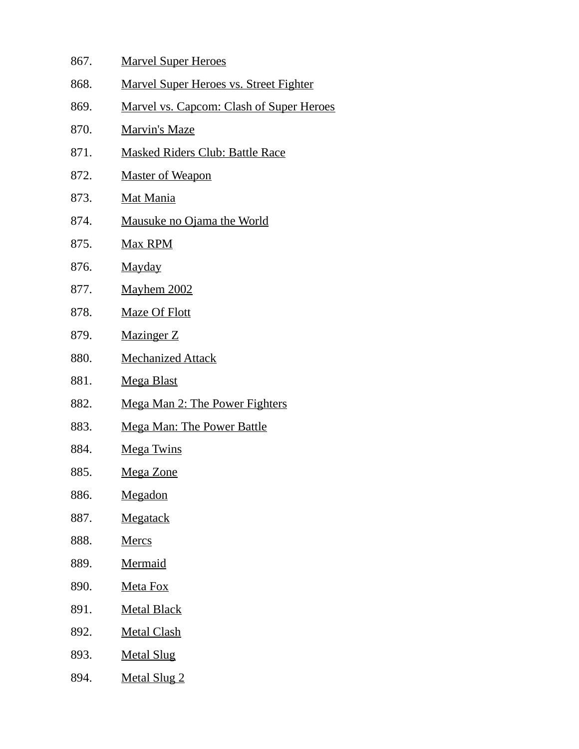867. Marvel Super Heroes
868. Marvel Super Heroes vs. Street Fighter
869. Marvel vs. Capcom: Clash of Super Heroes
870. Marvin's Maze
871. Masked Riders Club: Battle Race
872. Master of Weapon
873. Mat Mania
874. Mausuke no Ojama the World
875. Max RPM
876. Mayday
877. Mayhem 2002
878. Maze Of Flott
879. Mazinger Z
880. Mechanized Attack
881. Mega Blast
882. Mega Man 2: The Power Fighters
883. Mega Man: The Power Battle
884. Mega Twins
885. Mega Zone
886. Megadon
887. Megatack
888. Mercs
889. Mermaid
890. Meta Fox
891. Metal Black
892. Metal Clash
893. Metal Slug
894. Metal Slug 2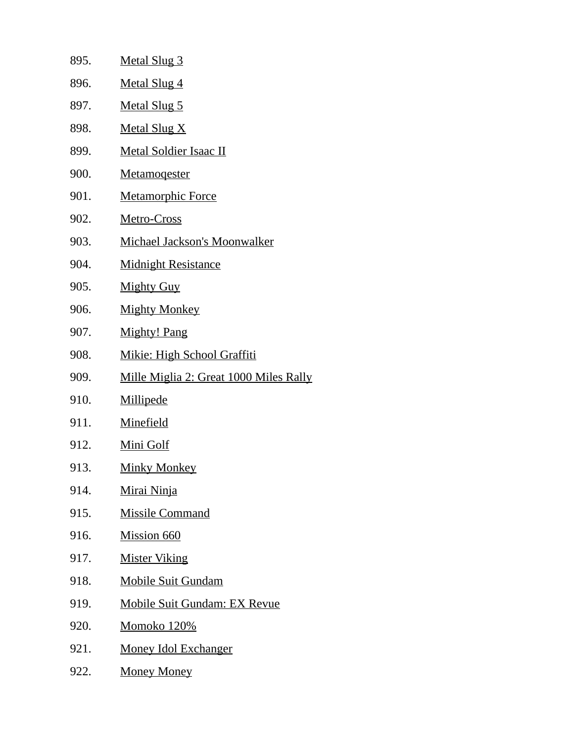895. Metal Slug 3
896. Metal Slug 4
897. Metal Slug 5
898. Metal Slug X
899. Metal Soldier Isaac II
900. Metamoqester
901. Metamorphic Force
902. Metro-Cross
903. Michael Jackson's Moonwalker
904. Midnight Resistance
905. Mighty Guy
906. Mighty Monkey
907. Mighty! Pang
908. Mikie: High School Graffiti
909. Mille Miglia 2: Great 1000 Miles Rally
910. Millipede
911. Minefield
912. Mini Golf
913. Minky Monkey
914. Mirai Ninja
915. Missile Command
916. Mission 660
917. Mister Viking
918. Mobile Suit Gundam
919. Mobile Suit Gundam: EX Revue
920. Momoko 120%
921. Money Idol Exchanger
922. Money Money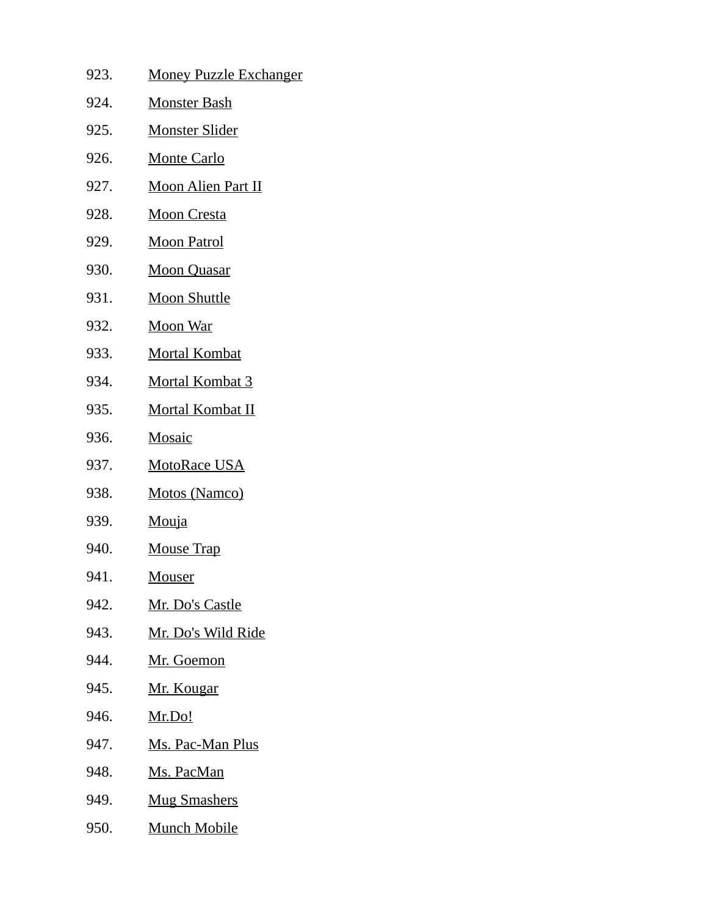923. Money Puzzle Exchanger
924. Monster Bash
925. Monster Slider
926. Monte Carlo
927. Moon Alien Part II
928. Moon Cresta
929. Moon Patrol
930. Moon Quasar
931. Moon Shuttle
932. Moon War
933. Mortal Kombat
934. Mortal Kombat 3
935. Mortal Kombat II
936. Mosaic
937. MotoRace USA
938. Motos (Namco)
939. Mouja
940. Mouse Trap
941. Mouser
942. Mr. Do's Castle
943. Mr. Do's Wild Ride
944. Mr. Goemon
945. Mr. Kougar
946. Mr.Do!
947. Ms. Pac-Man Plus
948. Ms. PacMan
949. Mug Smashers
950. Munch Mobile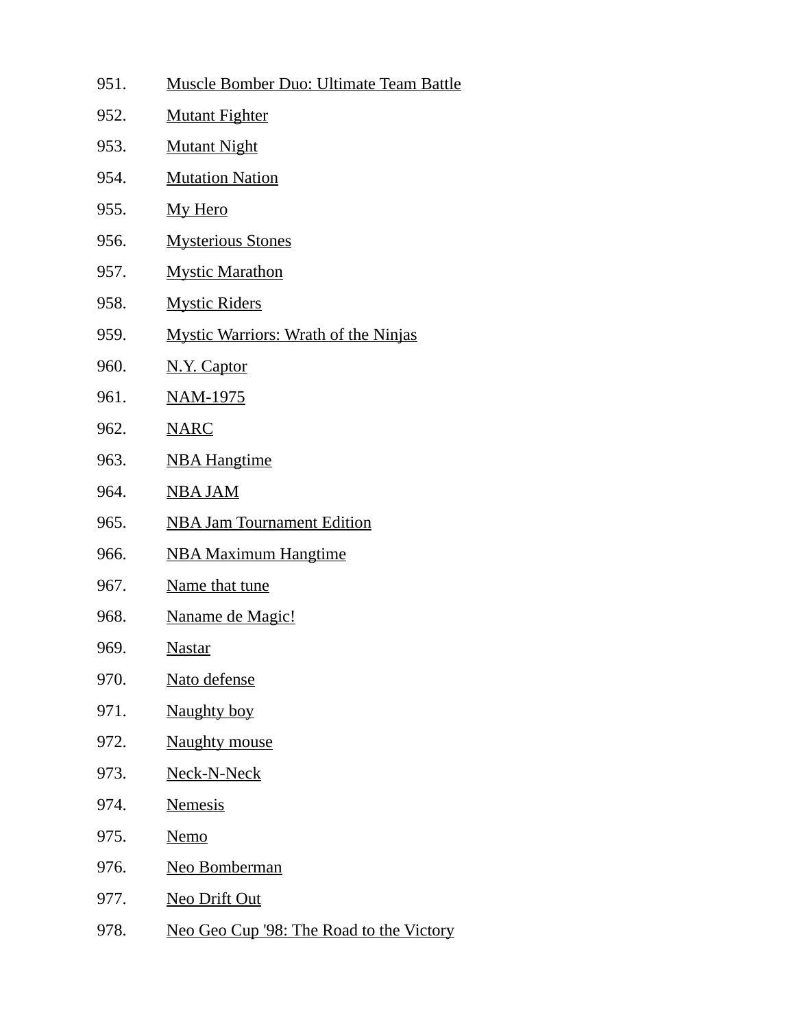951. Muscle Bomber Duo: Ultimate Team Battle
952. Mutant Fighter
953. Mutant Night
954. Mutation Nation
955. My Hero
956. Mysterious Stones
957. Mystic Marathon
958. Mystic Riders
959. Mystic Warriors: Wrath of the Ninjas
960. N.Y. Captor
961. NAM-1975
962. NARC
963. NBA Hangtime
964. NBA JAM
965. NBA Jam Tournament Edition
966. NBA Maximum Hangtime
967. Name that tune
968. Naname de Magic!
969. Nastar
970. Nato defense
971. Naughty boy
972. Naughty mouse
973. Neck-N-Neck
974. Nemesis
975. Nemo
976. Neo Bomberman
977. Neo Drift Out
978. Neo Geo Cup '98: The Road to the Victory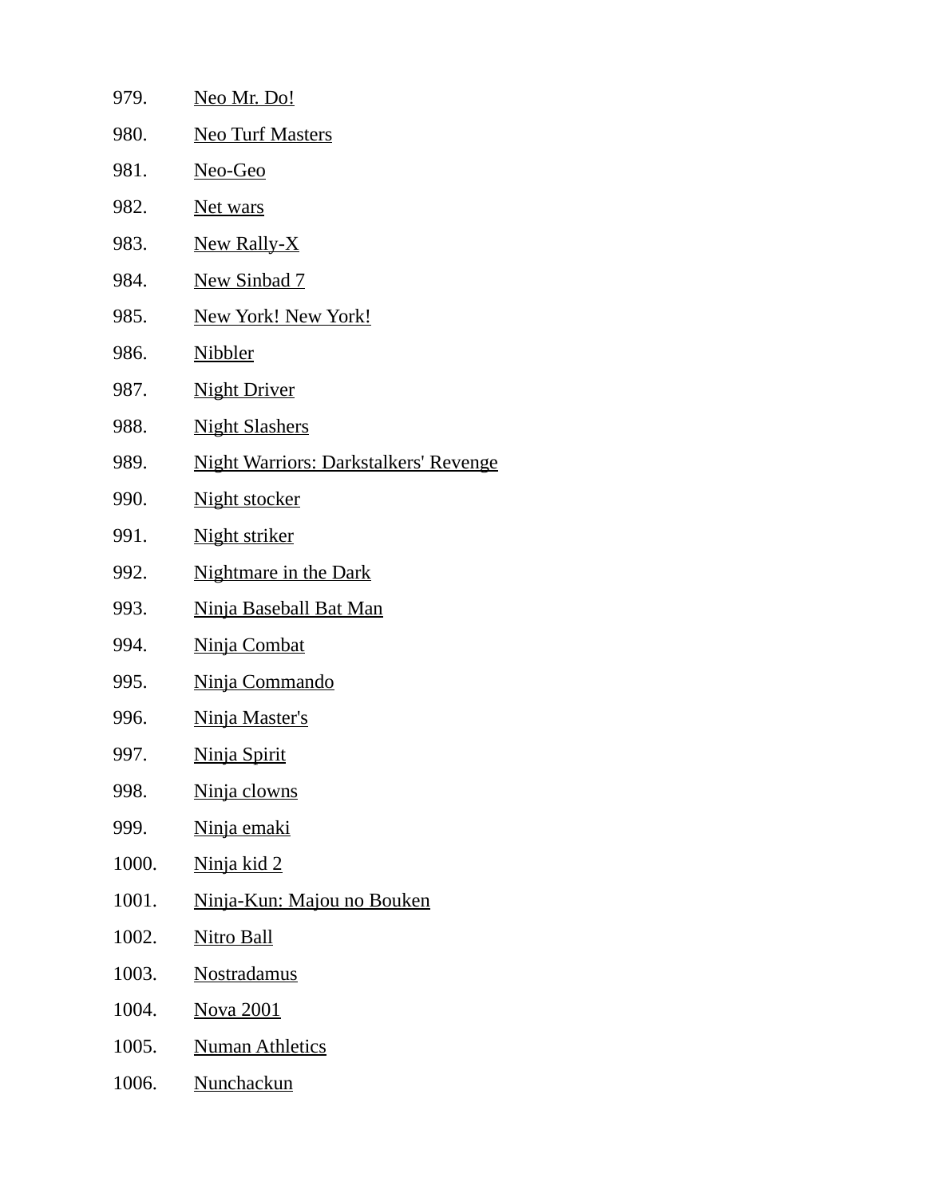979. Neo Mr. Do!
980. Neo Turf Masters
981. Neo-Geo
982. Net wars
983. New Rally-X
984. New Sinbad 7
985. New York! New York!
986. Nibbler
987. Night Driver
988. Night Slashers
989. Night Warriors: Darkstalkers' Revenge
990. Night stocker
991. Night striker
992. Nightmare in the Dark
993. Ninja Baseball Bat Man
994. Ninja Combat
995. Ninja Commando
996. Ninja Master's
997. Ninja Spirit
998. Ninja clowns
999. Ninja emaki
1000. Ninja kid 2
1001. Ninja-Kun: Majou no Bouken
1002. Nitro Ball
1003. Nostradamus
1004. Nova 2001
1005. Numan Athletics
1006. Nunchackun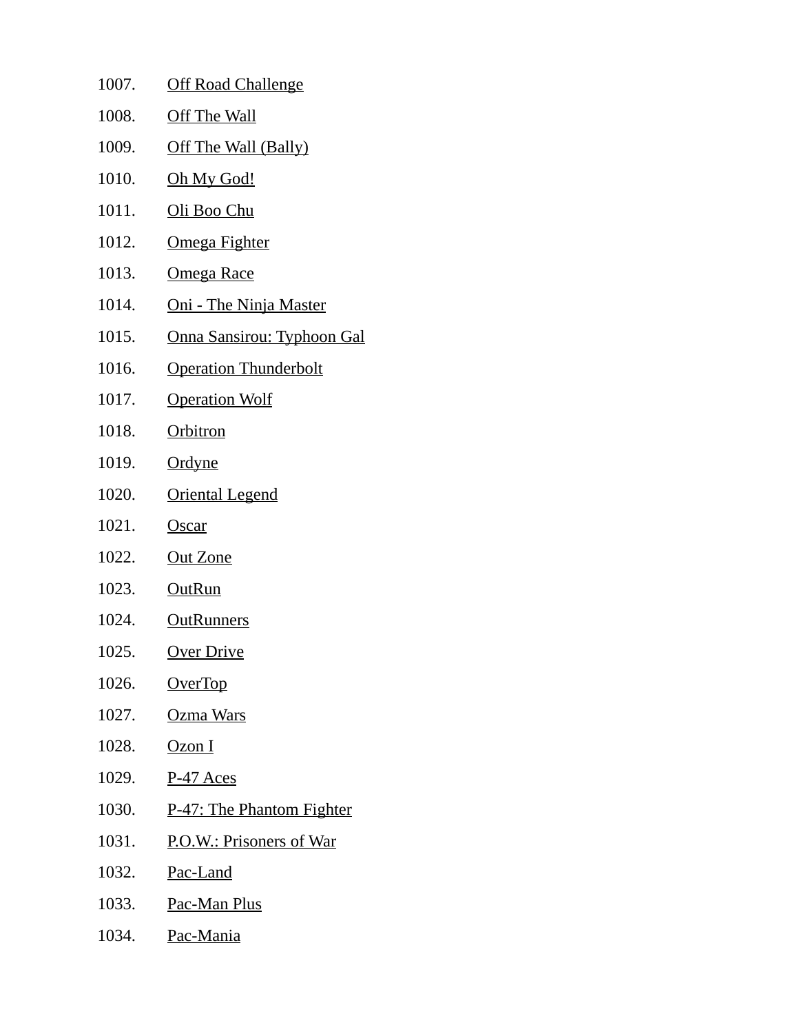1007. Off Road Challenge
1008. Off The Wall
1009. Off The Wall (Bally)
1010. Oh My God!
1011. Oli Boo Chu
1012. Omega Fighter
1013. Omega Race
1014. Oni - The Ninja Master
1015. Onna Sansirou: Typhoon Gal
1016. Operation Thunderbolt
1017. Operation Wolf
1018. Orbitron
1019. Ordyne
1020. Oriental Legend
1021. Oscar
1022. Out Zone
1023. OutRun
1024. OutRunners
1025. Over Drive
1026. OverTop
1027. Ozma Wars
1028. Ozon I
1029. P-47 Aces
1030. P-47: The Phantom Fighter
1031. P.O.W.: Prisoners of War
1032. Pac-Land
1033. Pac-Man Plus
1034. Pac-Mania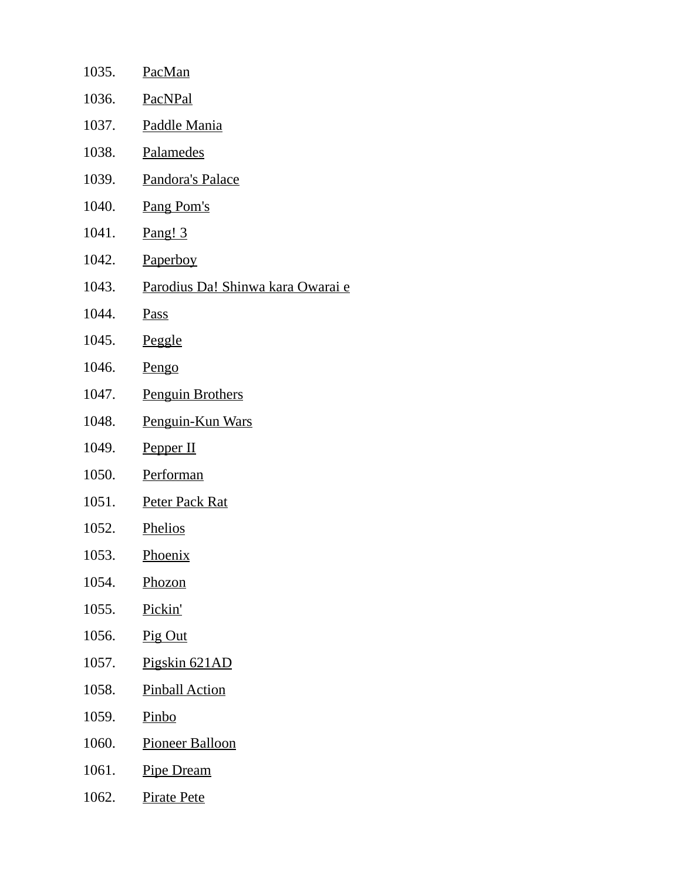1035. PacMan
1036. PacNPal
1037. Paddle Mania
1038. Palamedes
1039. Pandora's Palace
1040. Pang Pom's
1041. Pang! 3
1042. Paperboy
1043. Parodius Da! Shinwa kara Owarai e
1044. Pass
1045. Peggle
1046. Pengo
1047. Penguin Brothers
1048. Penguin-Kun Wars
1049. Pepper II
1050. Performan
1051. Peter Pack Rat
1052. Phelios
1053. Phoenix
1054. Phozon
1055. Pickin'
1056. Pig Out
1057. Pigskin 621AD
1058. Pinball Action
1059. Pinbo
1060. Pioneer Balloon
1061. Pipe Dream
1062. Pirate Pete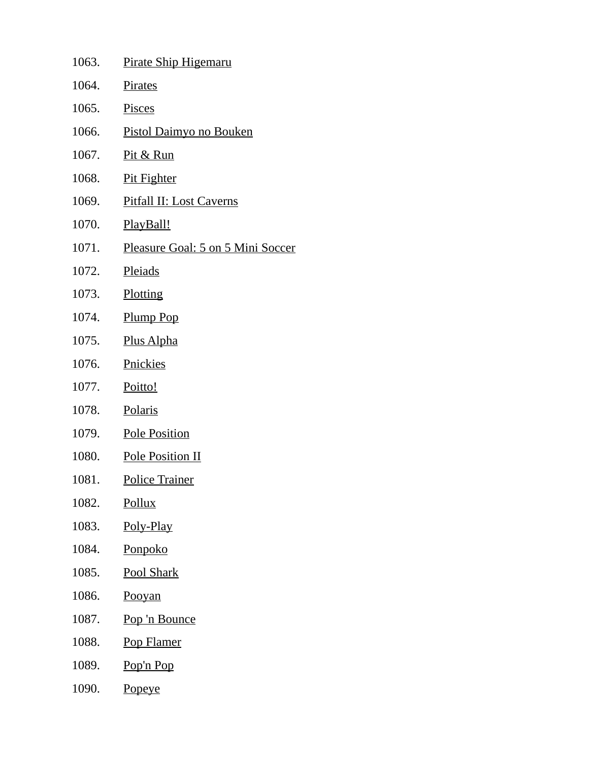1063. Pirate Ship Higemaru
1064. Pirates
1065. Pisces
1066. Pistol Daimyo no Bouken
1067. Pit & Run
1068. Pit Fighter
1069. Pitfall II: Lost Caverns
1070. PlayBall!
1071. Pleasure Goal: 5 on 5 Mini Soccer
1072. Pleiads
1073. Plotting
1074. Plump Pop
1075. Plus Alpha
1076. Pnickies
1077. Poitto!
1078. Polaris
1079. Pole Position
1080. Pole Position II
1081. Police Trainer
1082. Pollux
1083. Poly-Play
1084. Ponpoko
1085. Pool Shark
1086. Pooyan
1087. Pop 'n Bounce
1088. Pop Flamer
1089. Pop'n Pop
1090. Popeye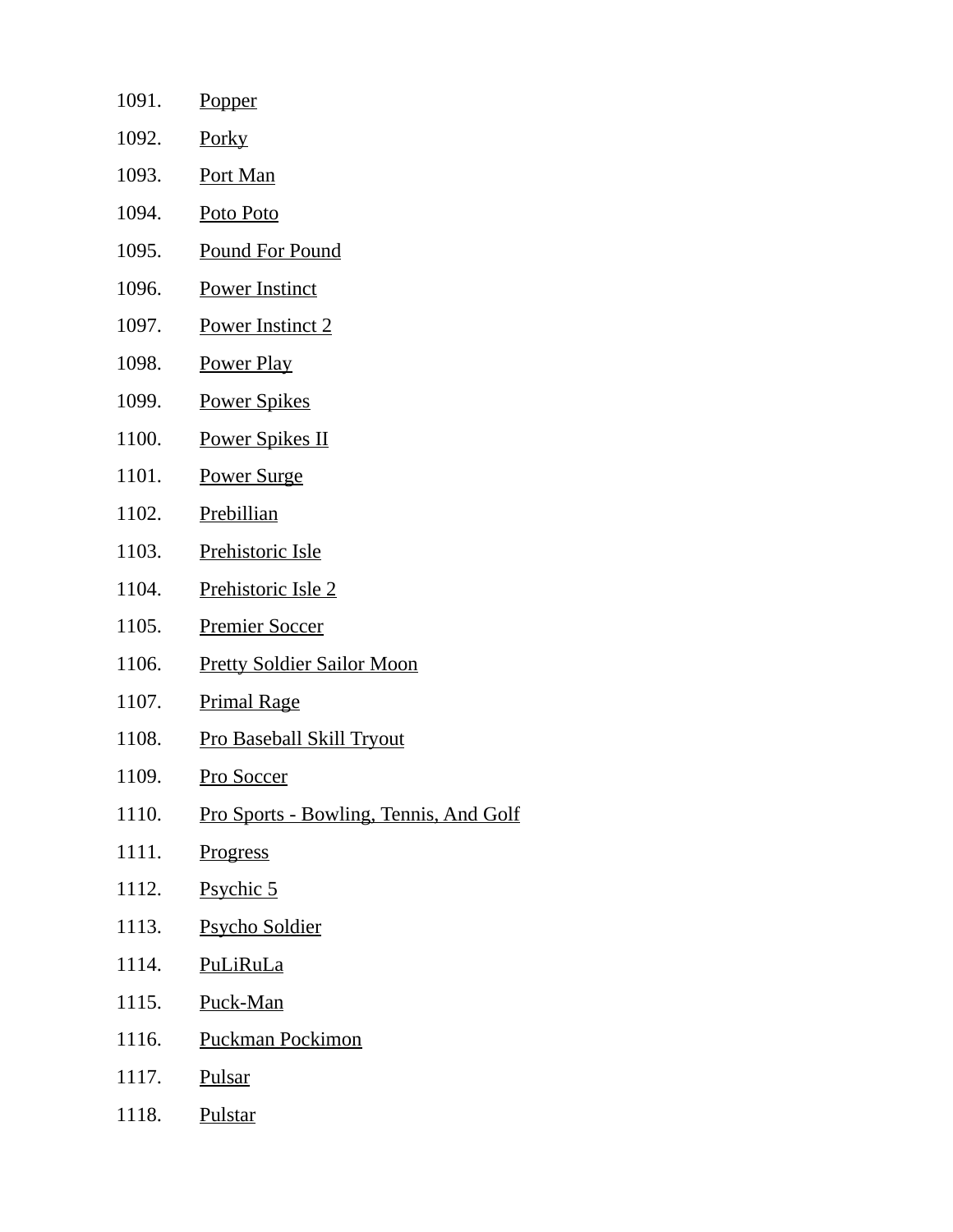1091. Popper
1092. Porky
1093. Port Man
1094. Poto Poto
1095. Pound For Pound
1096. Power Instinct
1097. Power Instinct 2
1098. Power Play
1099. Power Spikes
1100. Power Spikes II
1101. Power Surge
1102. Prebillian
1103. Prehistoric Isle
1104. Prehistoric Isle 2
1105. Premier Soccer
1106. Pretty Soldier Sailor Moon
1107. Primal Rage
1108. Pro Baseball Skill Tryout
1109. Pro Soccer
1110. Pro Sports - Bowling, Tennis, And Golf
1111. Progress
1112. Psychic 5
1113. Psycho Soldier
1114. PuLiRuLa
1115. Puck-Man
1116. Puckman Pockimon
1117. Pulsar
1118. Pulstar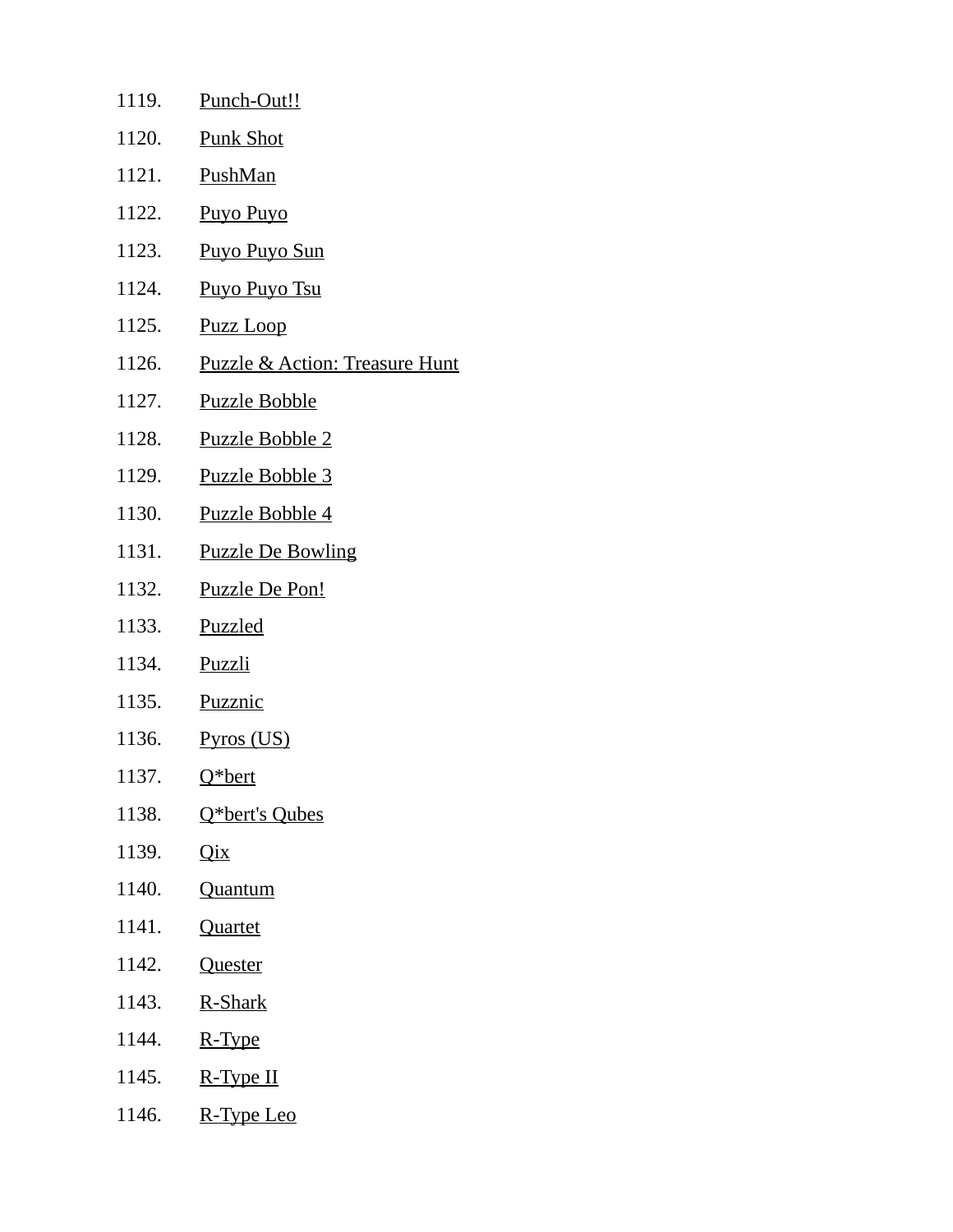1119. Punch-Out!!
1120. Punk Shot
1121. PushMan
1122. Puyo Puyo
1123. Puyo Puyo Sun
1124. Puyo Puyo Tsu
1125. Puzz Loop
1126. Puzzle & Action: Treasure Hunt
1127. Puzzle Bobble
1128. Puzzle Bobble 2
1129. Puzzle Bobble 3
1130. Puzzle Bobble 4
1131. Puzzle De Bowling
1132. Puzzle De Pon!
1133. Puzzled
1134. Puzzli
1135. Puzznic
1136. Pyros (US)
1137. Q*bert
1138. Q*bert's Qubes
1139. Qix
1140. Quantum
1141. Quartet
1142. Quester
1143. R-Shark
1144. R-Type
1145. R-Type II
1146. R-Type Leo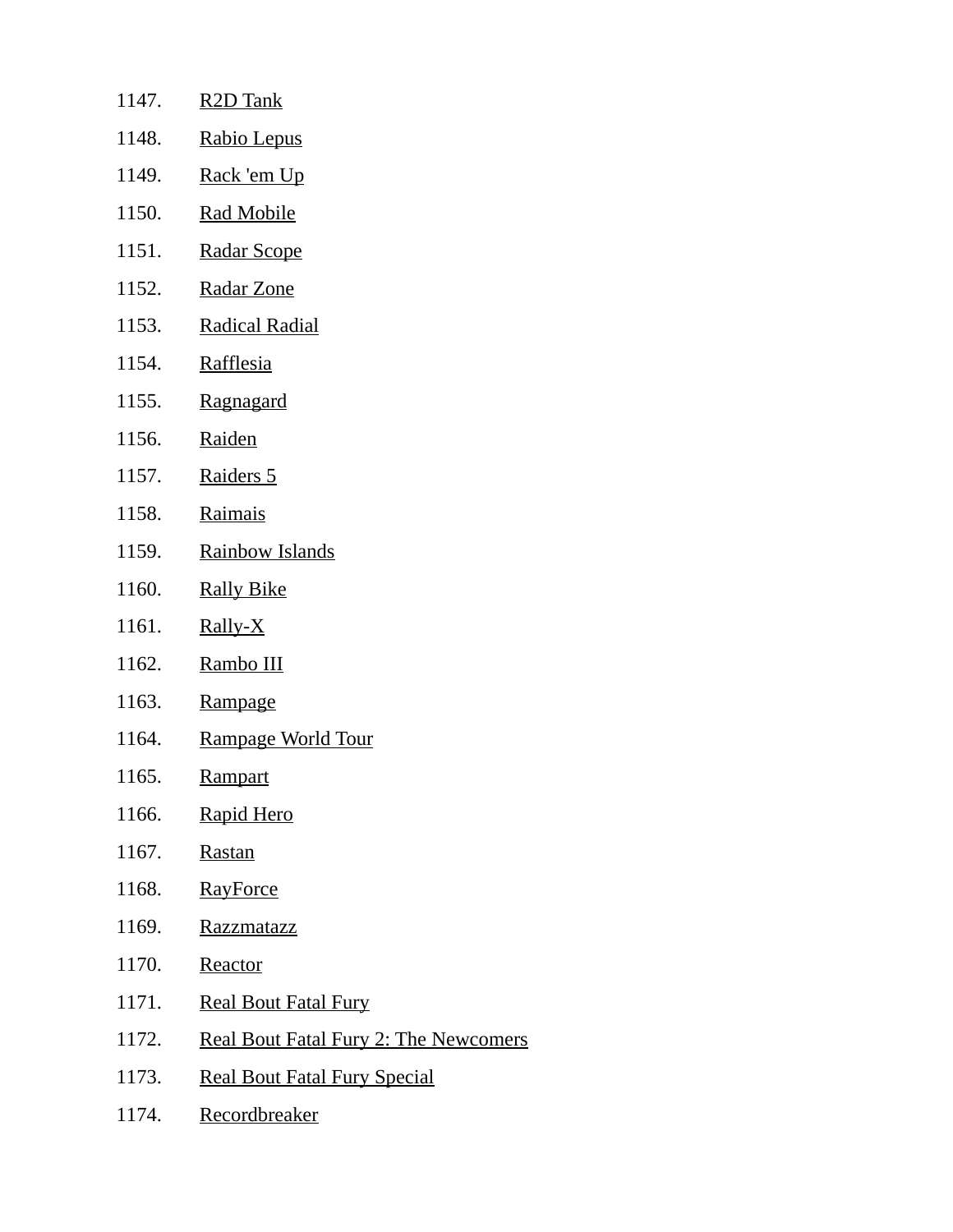1147. R2D Tank
1148. Rabio Lepus
1149. Rack 'em Up
1150. Rad Mobile
1151. Radar Scope
1152. Radar Zone
1153. Radical Radial
1154. Rafflesia
1155. Ragnagard
1156. Raiden
1157. Raiders 5
1158. Raimais
1159. Rainbow Islands
1160. Rally Bike
1161. Rally-X
1162. Rambo III
1163. Rampage
1164. Rampage World Tour
1165. Rampart
1166. Rapid Hero
1167. Rastan
1168. RayForce
1169. Razzmatazz
1170. Reactor
1171. Real Bout Fatal Fury
1172. Real Bout Fatal Fury 2: The Newcomers
1173. Real Bout Fatal Fury Special
1174. Recordbreaker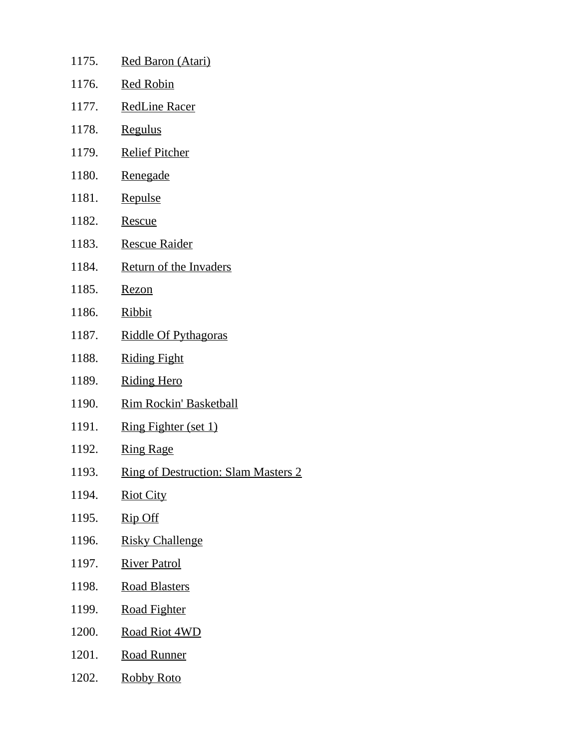1175. Red Baron (Atari)
1176. Red Robin
1177. RedLine Racer
1178. Regulus
1179. Relief Pitcher
1180. Renegade
1181. Repulse
1182. Rescue
1183. Rescue Raider
1184. Return of the Invaders
1185. Rezon
1186. Ribbit
1187. Riddle Of Pythagoras
1188. Riding Fight
1189. Riding Hero
1190. Rim Rockin' Basketball
1191. Ring Fighter (set 1)
1192. Ring Rage
1193. Ring of Destruction: Slam Masters 2
1194. Riot City
1195. Rip Off
1196. Risky Challenge
1197. River Patrol
1198. Road Blasters
1199. Road Fighter
1200. Road Riot 4WD
1201. Road Runner
1202. Robby Roto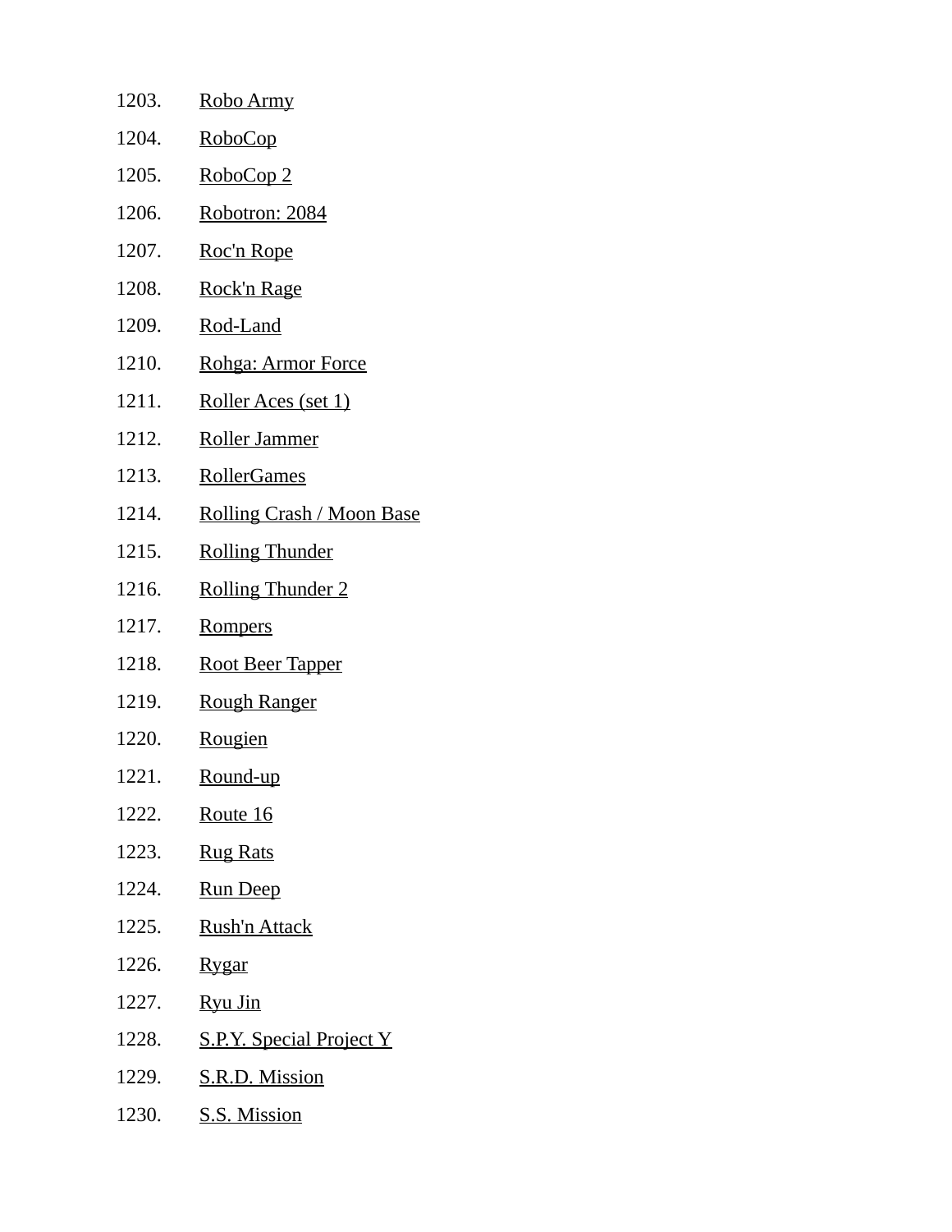1203. Robo Army
1204. RoboCop
1205. RoboCop 2
1206. Robotron: 2084
1207. Roc'n Rope
1208. Rock'n Rage
1209. Rod-Land
1210. Rohga: Armor Force
1211. Roller Aces (set 1)
1212. Roller Jammer
1213. RollerGames
1214. Rolling Crash / Moon Base
1215. Rolling Thunder
1216. Rolling Thunder 2
1217. Rompers
1218. Root Beer Tapper
1219. Rough Ranger
1220. Rougien
1221. Round-up
1222. Route 16
1223. Rug Rats
1224. Run Deep
1225. Rush'n Attack
1226. Rygar
1227. Ryu Jin
1228. S.P.Y. Special Project Y
1229. S.R.D. Mission
1230. S.S. Mission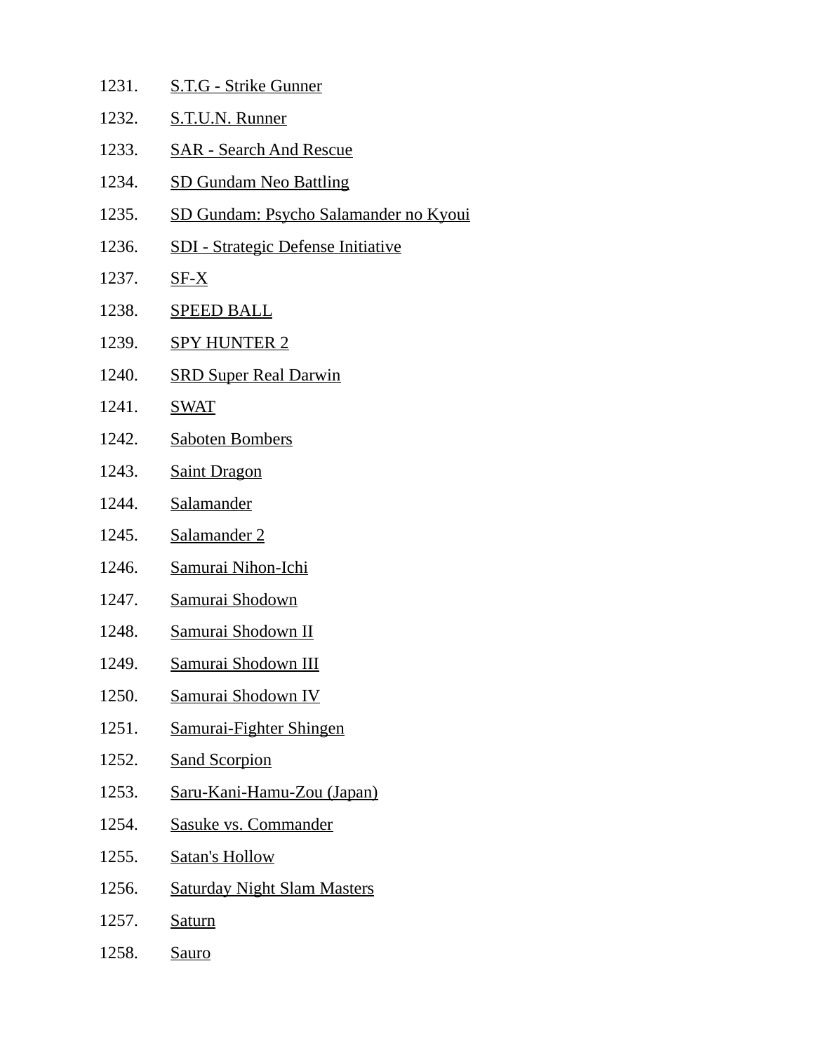1231. S.T.G - Strike Gunner
1232. S.T.U.N. Runner
1233. SAR - Search And Rescue
1234. SD Gundam Neo Battling
1235. SD Gundam: Psycho Salamander no Kyoui
1236. SDI - Strategic Defense Initiative
1237. SF-X
1238. SPEED BALL
1239. SPY HUNTER 2
1240. SRD Super Real Darwin
1241. SWAT
1242. Saboten Bombers
1243. Saint Dragon
1244. Salamander
1245. Salamander 2
1246. Samurai Nihon-Ichi
1247. Samurai Shodown
1248. Samurai Shodown II
1249. Samurai Shodown III
1250. Samurai Shodown IV
1251. Samurai-Fighter Shingen
1252. Sand Scorpion
1253. Saru-Kani-Hamu-Zou (Japan)
1254. Sasuke vs. Commander
1255. Satan's Hollow
1256. Saturday Night Slam Masters
1257. Saturn
1258. Sauro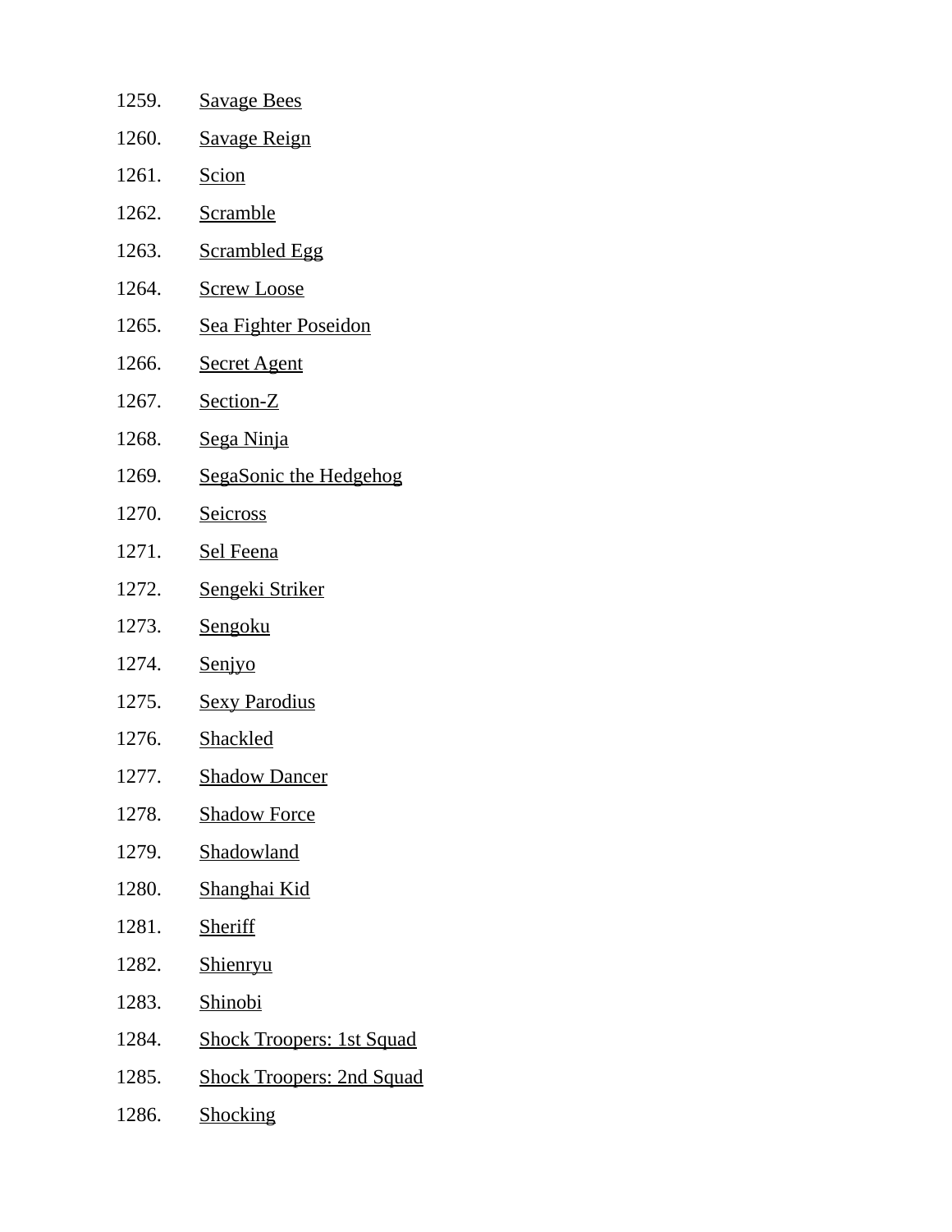1259. Savage Bees
1260. Savage Reign
1261. Scion
1262. Scramble
1263. Scrambled Egg
1264. Screw Loose
1265. Sea Fighter Poseidon
1266. Secret Agent
1267. Section-Z
1268. Sega Ninja
1269. SegaSonic the Hedgehog
1270. Seicross
1271. Sel Feena
1272. Sengeki Striker
1273. Sengoku
1274. Senjyo
1275. Sexy Parodius
1276. Shackled
1277. Shadow Dancer
1278. Shadow Force
1279. Shadowland
1280. Shanghai Kid
1281. Sheriff
1282. Shienryu
1283. Shinobi
1284. Shock Troopers: 1st Squad
1285. Shock Troopers: 2nd Squad
1286. Shocking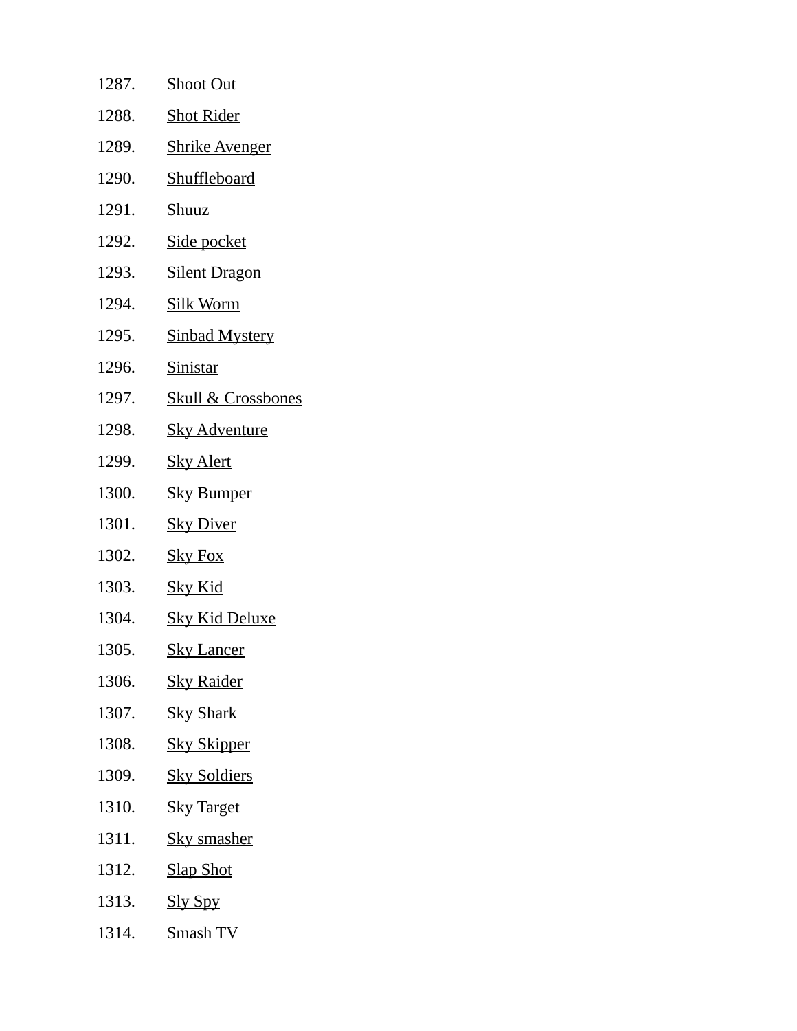1287. Shoot Out
1288. Shot Rider
1289. Shrike Avenger
1290. Shuffleboard
1291. Shuuz
1292. Side pocket
1293. Silent Dragon
1294. Silk Worm
1295. Sinbad Mystery
1296. Sinistar
1297. Skull & Crossbones
1298. Sky Adventure
1299. Sky Alert
1300. Sky Bumper
1301. Sky Diver
1302. Sky Fox
1303. Sky Kid
1304. Sky Kid Deluxe
1305. Sky Lancer
1306. Sky Raider
1307. Sky Shark
1308. Sky Skipper
1309. Sky Soldiers
1310. Sky Target
1311. Sky smasher
1312. Slap Shot
1313. Sly Spy
1314. Smash TV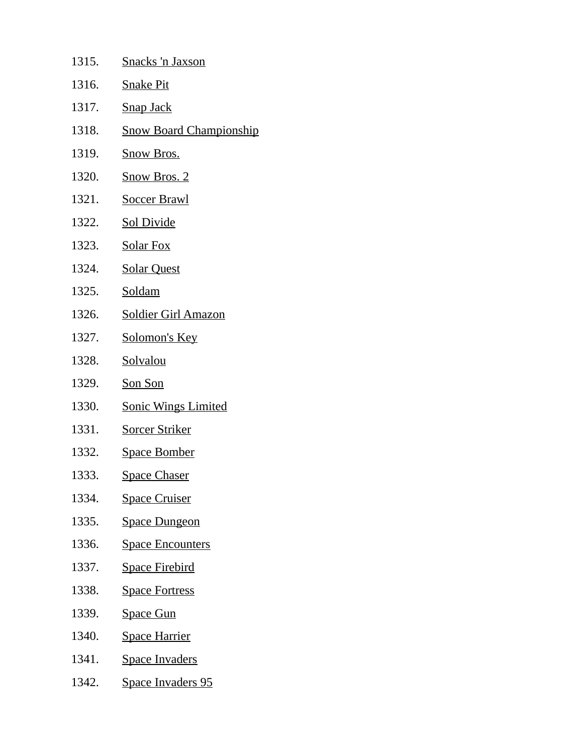1315. Snacks 'n Jaxson
1316. Snake Pit
1317. Snap Jack
1318. Snow Board Championship
1319. Snow Bros.
1320. Snow Bros. 2
1321. Soccer Brawl
1322. Sol Divide
1323. Solar Fox
1324. Solar Quest
1325. Soldam
1326. Soldier Girl Amazon
1327. Solomon's Key
1328. Solvalou
1329. Son Son
1330. Sonic Wings Limited
1331. Sorcer Striker
1332. Space Bomber
1333. Space Chaser
1334. Space Cruiser
1335. Space Dungeon
1336. Space Encounters
1337. Space Firebird
1338. Space Fortress
1339. Space Gun
1340. Space Harrier
1341. Space Invaders
1342. Space Invaders 95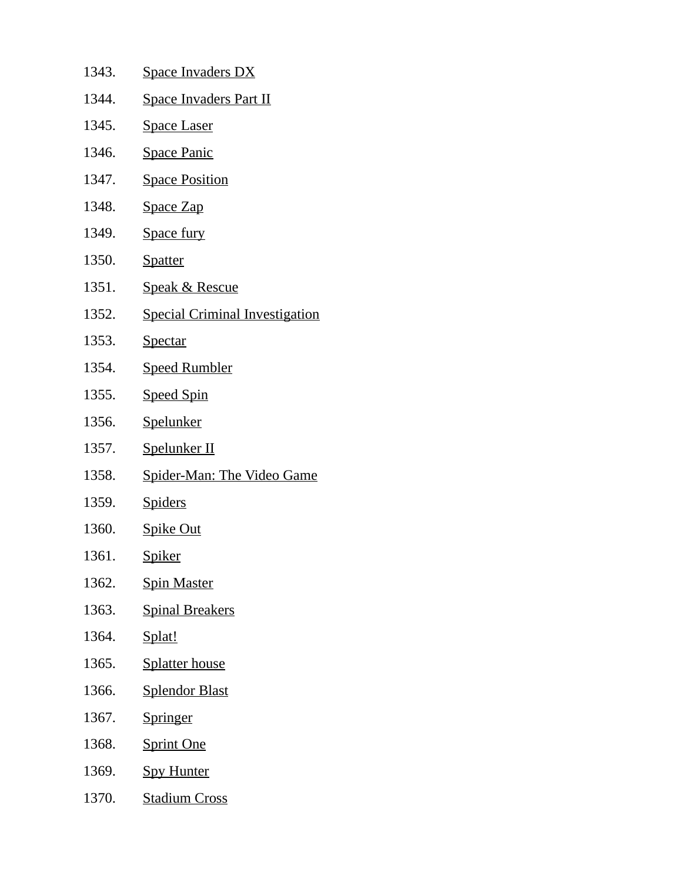1343. Space Invaders DX
1344. Space Invaders Part II
1345. Space Laser
1346. Space Panic
1347. Space Position
1348. Space Zap
1349. Space fury
1350. Spatter
1351. Speak & Rescue
1352. Special Criminal Investigation
1353. Spectar
1354. Speed Rumbler
1355. Speed Spin
1356. Spelunker
1357. Spelunker II
1358. Spider-Man: The Video Game
1359. Spiders
1360. Spike Out
1361. Spiker
1362. Spin Master
1363. Spinal Breakers
1364. Splat!
1365. Splatter house
1366. Splendor Blast
1367. Springer
1368. Sprint One
1369. Spy Hunter
1370. Stadium Cross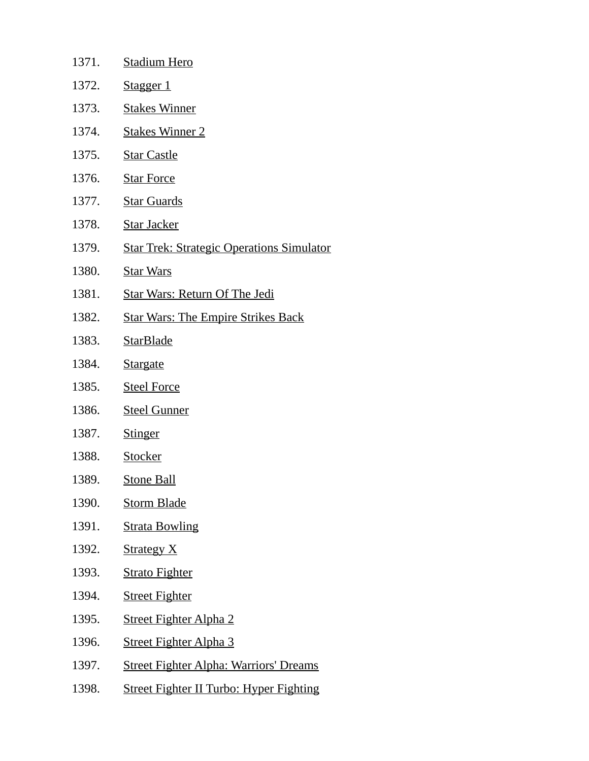1371. Stadium Hero
1372. Stagger 1
1373. Stakes Winner
1374. Stakes Winner 2
1375. Star Castle
1376. Star Force
1377. Star Guards
1378. Star Jacker
1379. Star Trek: Strategic Operations Simulator
1380. Star Wars
1381. Star Wars: Return Of The Jedi
1382. Star Wars: The Empire Strikes Back
1383. StarBlade
1384. Stargate
1385. Steel Force
1386. Steel Gunner
1387. Stinger
1388. Stocker
1389. Stone Ball
1390. Storm Blade
1391. Strata Bowling
1392. Strategy X
1393. Strato Fighter
1394. Street Fighter
1395. Street Fighter Alpha 2
1396. Street Fighter Alpha 3
1397. Street Fighter Alpha: Warriors' Dreams
1398. Street Fighter II Turbo: Hyper Fighting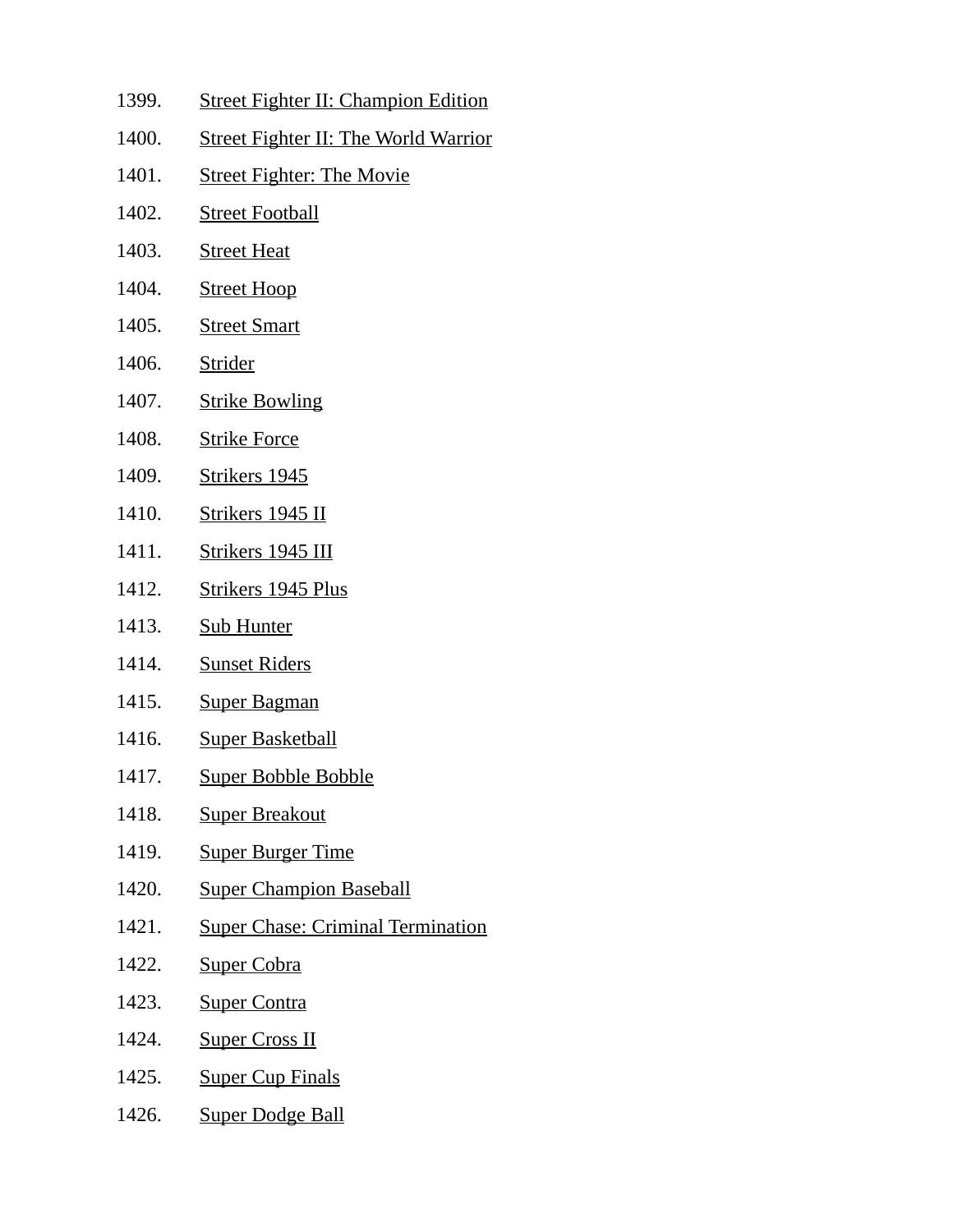1399. Street Fighter II: Champion Edition
1400. Street Fighter II: The World Warrior
1401. Street Fighter: The Movie
1402. Street Football
1403. Street Heat
1404. Street Hoop
1405. Street Smart
1406. Strider
1407. Strike Bowling
1408. Strike Force
1409. Strikers 1945
1410. Strikers 1945 II
1411. Strikers 1945 III
1412. Strikers 1945 Plus
1413. Sub Hunter
1414. Sunset Riders
1415. Super Bagman
1416. Super Basketball
1417. Super Bobble Bobble
1418. Super Breakout
1419. Super Burger Time
1420. Super Champion Baseball
1421. Super Chase: Criminal Termination
1422. Super Cobra
1423. Super Contra
1424. Super Cross II
1425. Super Cup Finals
1426. Super Dodge Ball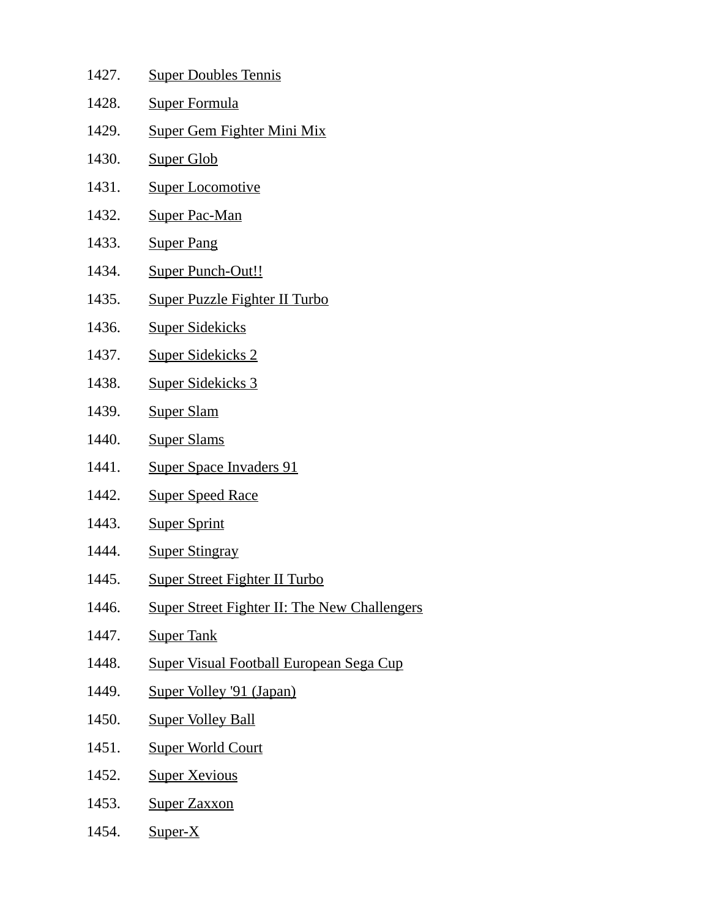1427. Super Doubles Tennis
1428. Super Formula
1429. Super Gem Fighter Mini Mix
1430. Super Glob
1431. Super Locomotive
1432. Super Pac-Man
1433. Super Pang
1434. Super Punch-Out!!
1435. Super Puzzle Fighter II Turbo
1436. Super Sidekicks
1437. Super Sidekicks 2
1438. Super Sidekicks 3
1439. Super Slam
1440. Super Slams
1441. Super Space Invaders 91
1442. Super Speed Race
1443. Super Sprint
1444. Super Stingray
1445. Super Street Fighter II Turbo
1446. Super Street Fighter II: The New Challengers
1447. Super Tank
1448. Super Visual Football European Sega Cup
1449. Super Volley '91 (Japan)
1450. Super Volley Ball
1451. Super World Court
1452. Super Xevious
1453. Super Zaxxon
1454. Super-X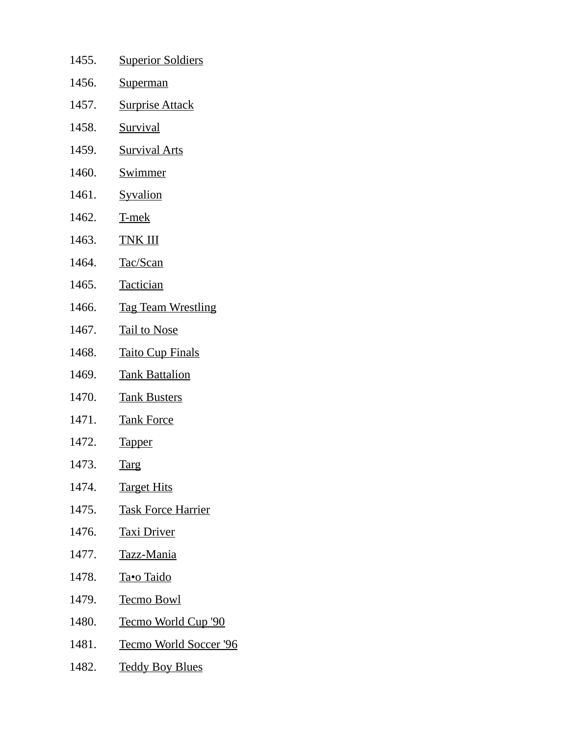1455. Superior Soldiers
1456. Superman
1457. Surprise Attack
1458. Survival
1459. Survival Arts
1460. Swimmer
1461. Syvalion
1462. T-mek
1463. TNK III
1464. Tac/Scan
1465. Tactician
1466. Tag Team Wrestling
1467. Tail to Nose
1468. Taito Cup Finals
1469. Tank Battalion
1470. Tank Busters
1471. Tank Force
1472. Tapper
1473. Targ
1474. Target Hits
1475. Task Force Harrier
1476. Taxi Driver
1477. Tazz-Mania
1478. Ta•o Taido
1479. Tecmo Bowl
1480. Tecmo World Cup '90
1481. Tecmo World Soccer '96
1482. Teddy Boy Blues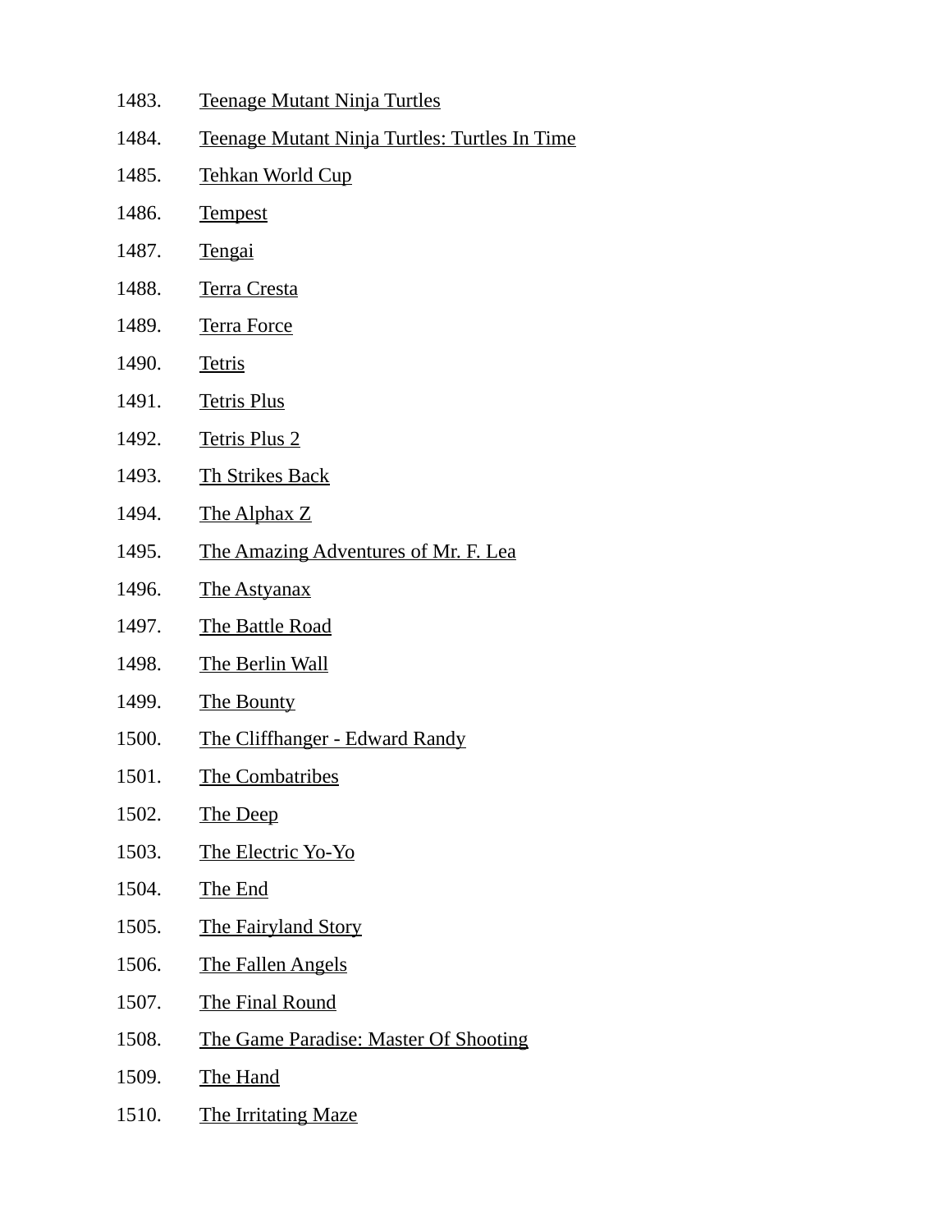1483. Teenage Mutant Ninja Turtles
1484. Teenage Mutant Ninja Turtles: Turtles In Time
1485. Tehkan World Cup
1486. Tempest
1487. Tengai
1488. Terra Cresta
1489. Terra Force
1490. Tetris
1491. Tetris Plus
1492. Tetris Plus 2
1493. Th Strikes Back
1494. The Alphax Z
1495. The Amazing Adventures of Mr. F. Lea
1496. The Astyanax
1497. The Battle Road
1498. The Berlin Wall
1499. The Bounty
1500. The Cliffhanger - Edward Randy
1501. The Combatribes
1502. The Deep
1503. The Electric Yo-Yo
1504. The End
1505. The Fairyland Story
1506. The Fallen Angels
1507. The Final Round
1508. The Game Paradise: Master Of Shooting
1509. The Hand
1510. The Irritating Maze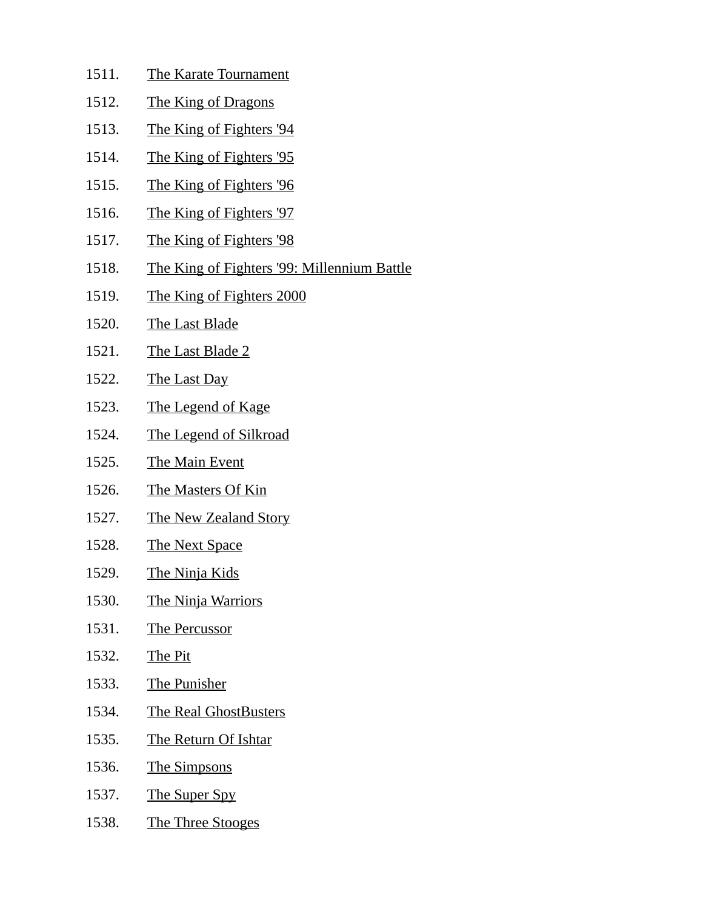1511. The Karate Tournament
1512. The King of Dragons
1513. The King of Fighters '94
1514. The King of Fighters '95
1515. The King of Fighters '96
1516. The King of Fighters '97
1517. The King of Fighters '98
1518. The King of Fighters '99: Millennium Battle
1519. The King of Fighters 2000
1520. The Last Blade
1521. The Last Blade 2
1522. The Last Day
1523. The Legend of Kage
1524. The Legend of Silkroad
1525. The Main Event
1526. The Masters Of Kin
1527. The New Zealand Story
1528. The Next Space
1529. The Ninja Kids
1530. The Ninja Warriors
1531. The Percussor
1532. The Pit
1533. The Punisher
1534. The Real GhostBusters
1535. The Return Of Ishtar
1536. The Simpsons
1537. The Super Spy
1538. The Three Stooges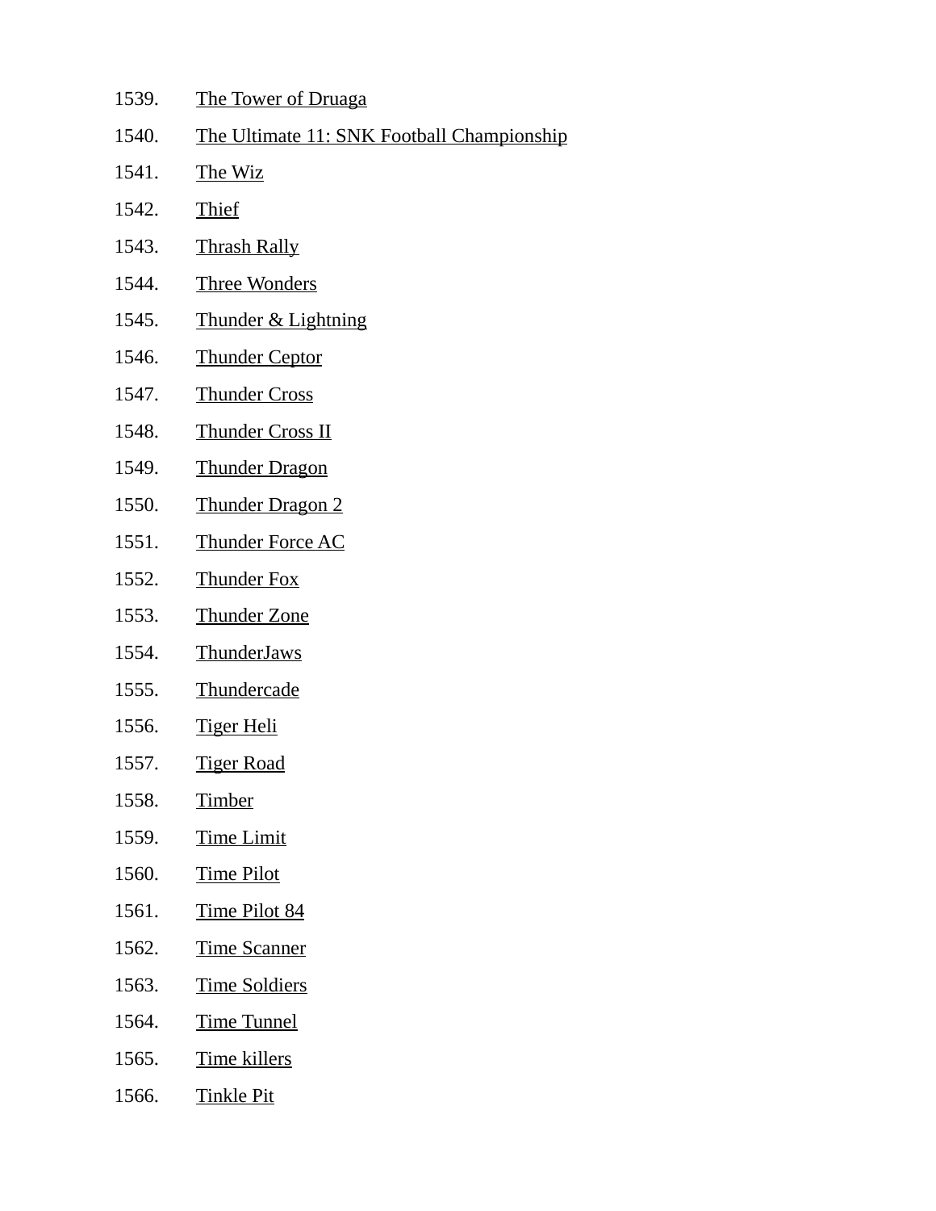1539. The Tower of Druaga
1540. The Ultimate 11: SNK Football Championship
1541. The Wiz
1542. Thief
1543. Thrash Rally
1544. Three Wonders
1545. Thunder & Lightning
1546. Thunder Ceptor
1547. Thunder Cross
1548. Thunder Cross II
1549. Thunder Dragon
1550. Thunder Dragon 2
1551. Thunder Force AC
1552. Thunder Fox
1553. Thunder Zone
1554. ThunderJaws
1555. Thundercade
1556. Tiger Heli
1557. Tiger Road
1558. Timber
1559. Time Limit
1560. Time Pilot
1561. Time Pilot 84
1562. Time Scanner
1563. Time Soldiers
1564. Time Tunnel
1565. Time killers
1566. Tinkle Pit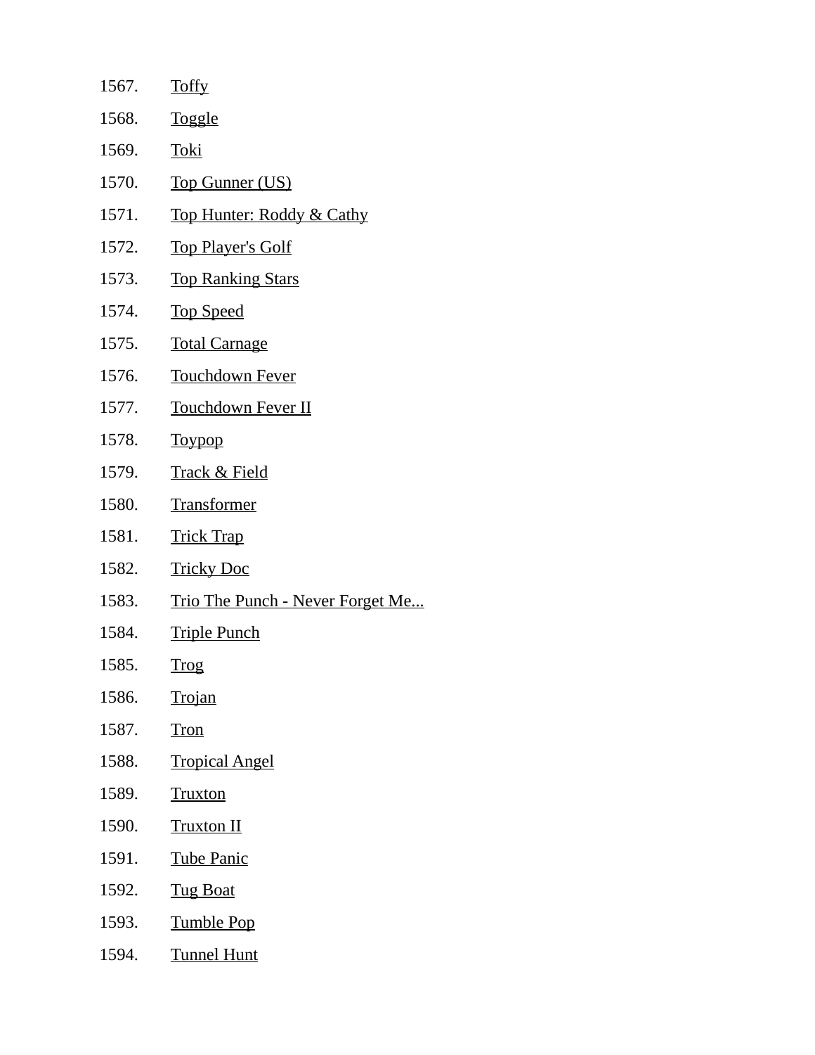1567. Toffy
1568. Toggle
1569. Toki
1570. Top Gunner (US)
1571. Top Hunter: Roddy & Cathy
1572. Top Player's Golf
1573. Top Ranking Stars
1574. Top Speed
1575. Total Carnage
1576. Touchdown Fever
1577. Touchdown Fever II
1578. Toypop
1579. Track & Field
1580. Transformer
1581. Trick Trap
1582. Tricky Doc
1583. Trio The Punch - Never Forget Me...
1584. Triple Punch
1585. Trog
1586. Trojan
1587. Tron
1588. Tropical Angel
1589. Truxton
1590. Truxton II
1591. Tube Panic
1592. Tug Boat
1593. Tumble Pop
1594. Tunnel Hunt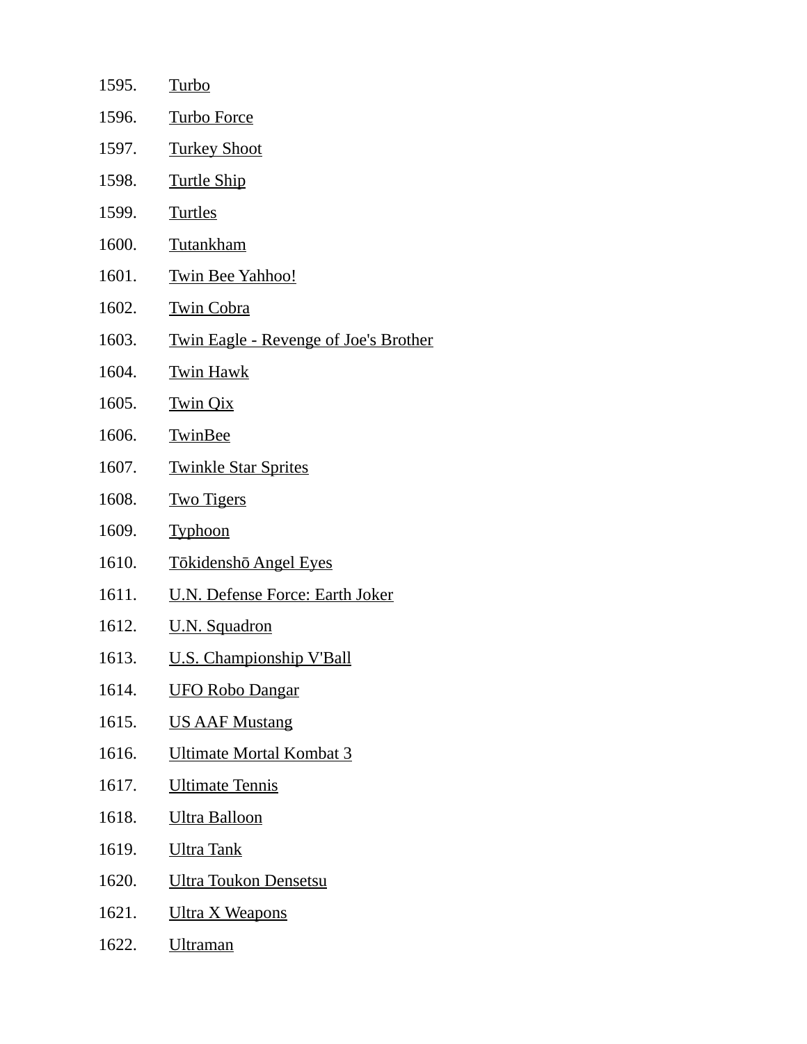1595. Turbo
1596. Turbo Force
1597. Turkey Shoot
1598. Turtle Ship
1599. Turtles
1600. Tutankham
1601. Twin Bee Yahhoo!
1602. Twin Cobra
1603. Twin Eagle - Revenge of Joe's Brother
1604. Twin Hawk
1605. Twin Qix
1606. TwinBee
1607. Twinkle Star Sprites
1608. Two Tigers
1609. Typhoon
1610. Tōkidenshō Angel Eyes
1611. U.N. Defense Force: Earth Joker
1612. U.N. Squadron
1613. U.S. Championship V'Ball
1614. UFO Robo Dangar
1615. US AAF Mustang
1616. Ultimate Mortal Kombat 3
1617. Ultimate Tennis
1618. Ultra Balloon
1619. Ultra Tank
1620. Ultra Toukon Densetsu
1621. Ultra X Weapons
1622. Ultraman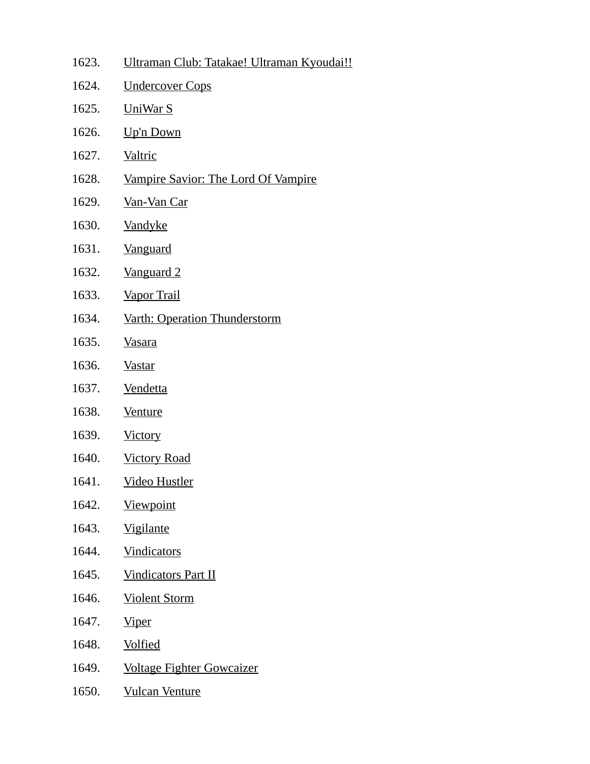1623. Ultraman Club: Tatakae! Ultraman Kyoudai!!
1624. Undercover Cops
1625. UniWar S
1626. Up'n Down
1627. Valtric
1628. Vampire Savior: The Lord Of Vampire
1629. Van-Van Car
1630. Vandyke
1631. Vanguard
1632. Vanguard 2
1633. Vapor Trail
1634. Varth: Operation Thunderstorm
1635. Vasara
1636. Vastar
1637. Vendetta
1638. Venture
1639. Victory
1640. Victory Road
1641. Video Hustler
1642. Viewpoint
1643. Vigilante
1644. Vindicators
1645. Vindicators Part II
1646. Violent Storm
1647. Viper
1648. Volfied
1649. Voltage Fighter Gowcaizer
1650. Vulcan Venture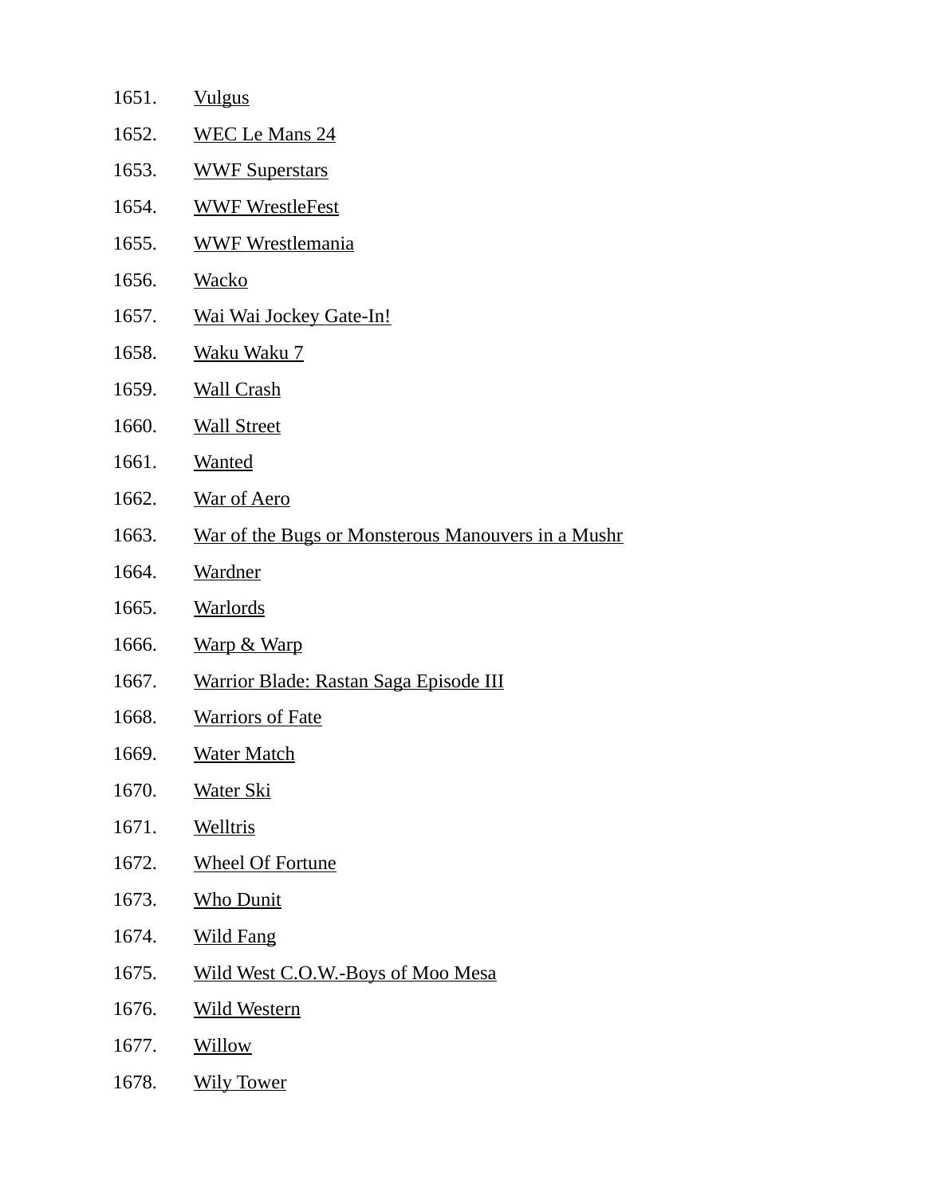1651. Vulgus
1652. WEC Le Mans 24
1653. WWF Superstars
1654. WWF WrestleFest
1655. WWF Wrestlemania
1656. Wacko
1657. Wai Wai Jockey Gate-In!
1658. Waku Waku 7
1659. Wall Crash
1660. Wall Street
1661. Wanted
1662. War of Aero
1663. War of the Bugs or Monsterous Manouvers in a Mushr
1664. Wardner
1665. Warlords
1666. Warp & Warp
1667. Warrior Blade: Rastan Saga Episode III
1668. Warriors of Fate
1669. Water Match
1670. Water Ski
1671. Welltris
1672. Wheel Of Fortune
1673. Who Dunit
1674. Wild Fang
1675. Wild West C.O.W.-Boys of Moo Mesa
1676. Wild Western
1677. Willow
1678. Wily Tower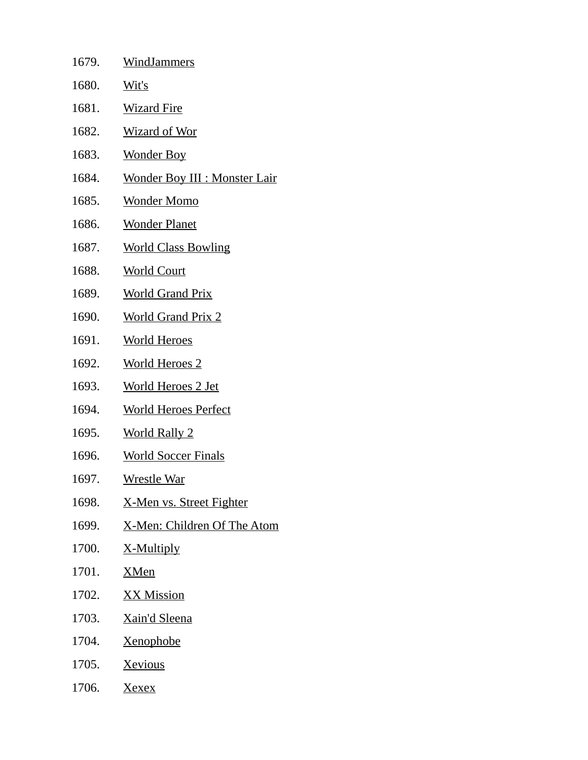1679. WindJammers
1680. Wit's
1681. Wizard Fire
1682. Wizard of Wor
1683. Wonder Boy
1684. Wonder Boy III : Monster Lair
1685. Wonder Momo
1686. Wonder Planet
1687. World Class Bowling
1688. World Court
1689. World Grand Prix
1690. World Grand Prix 2
1691. World Heroes
1692. World Heroes 2
1693. World Heroes 2 Jet
1694. World Heroes Perfect
1695. World Rally 2
1696. World Soccer Finals
1697. Wrestle War
1698. X-Men vs. Street Fighter
1699. X-Men: Children Of The Atom
1700. X-Multiply
1701. XMen
1702. XX Mission
1703. Xain'd Sleena
1704. Xenophobe
1705. Xevious
1706. Xexex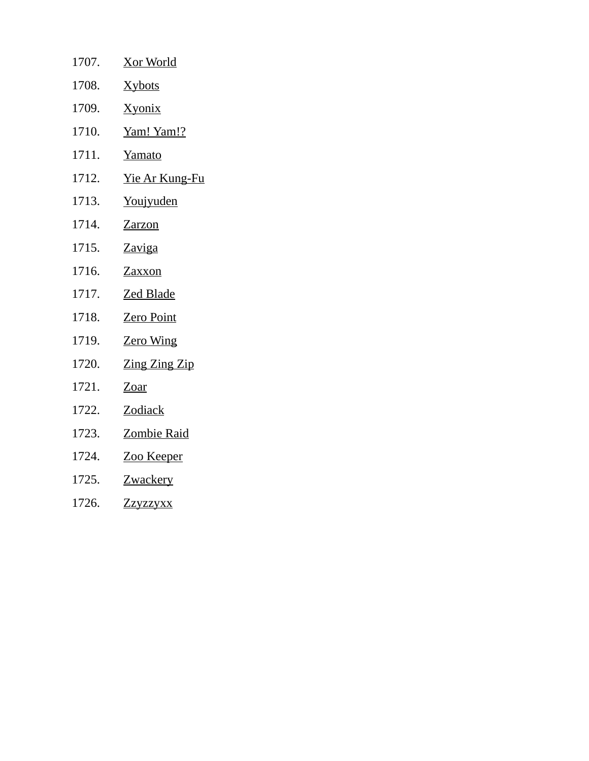1707. Xor World
1708. Xybots
1709. Xyonix
1710. Yam! Yam!?
1711. Yamato
1712. Yie Ar Kung-Fu
1713. Youjyuden
1714. Zarzon
1715. Zaviga
1716. Zaxxon
1717. Zed Blade
1718. Zero Point
1719. Zero Wing
1720. Zing Zing Zip
1721. Zoar
1722. Zodiack
1723. Zombie Raid
1724. Zoo Keeper
1725. Zwackery
1726. Zzyzzyxx